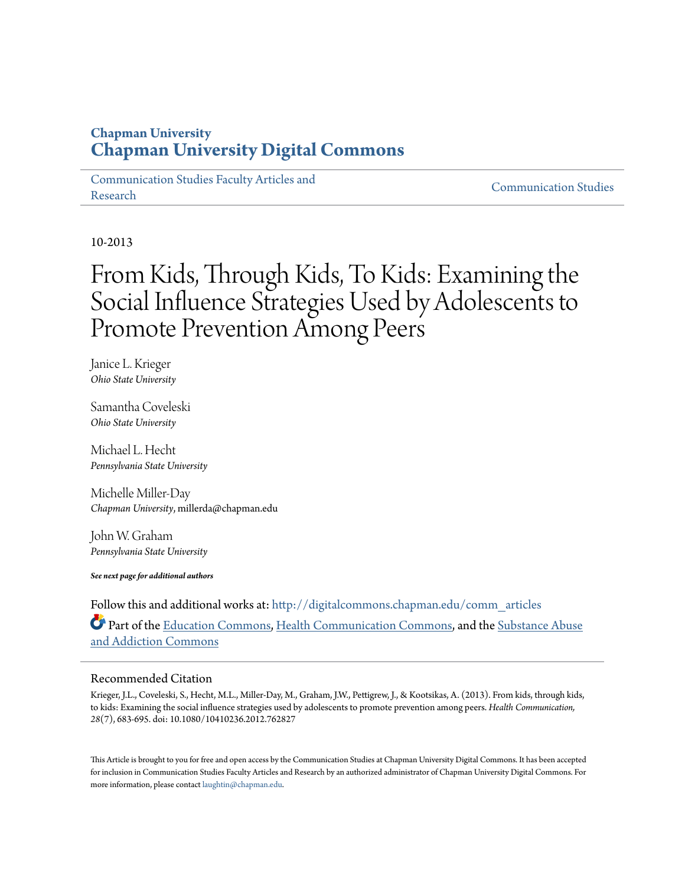# Chapman University
## Chapman University Digital Commons

Communication Studies Faculty Articles and Research | Communication Studies

10-2013

# From Kids, Through Kids, To Kids: Examining the Social Influence Strategies Used by Adolescents to Promote Prevention Among Peers

Janice L. Krieger
*Ohio State University*

Samantha Coveleski
*Ohio State University*

Michael L. Hecht
*Pennsylvania State University*

Michelle Miller-Day
*Chapman University*, millerda@chapman.edu

John W. Graham
*Pennsylvania State University*

***See next page for additional authors***

Follow this and additional works at: http://digitalcommons.chapman.edu/comm_articles

Part of the Education Commons, Health Communication Commons, and the Substance Abuse and Addiction Commons

## Recommended Citation

Krieger, J.L., Coveleski, S., Hecht, M.L., Miller-Day, M., Graham, J.W., Pettigrew, J., & Kootsikas, A. (2013). From kids, through kids, to kids: Examining the social influence strategies used by adolescents to promote prevention among peers. *Health Communication, 28*(7), 683-695. doi: 10.1080/10410236.2012.762827

This Article is brought to you for free and open access by the Communication Studies at Chapman University Digital Commons. It has been accepted for inclusion in Communication Studies Faculty Articles and Research by an authorized administrator of Chapman University Digital Commons. For more information, please contact laughtin@chapman.edu.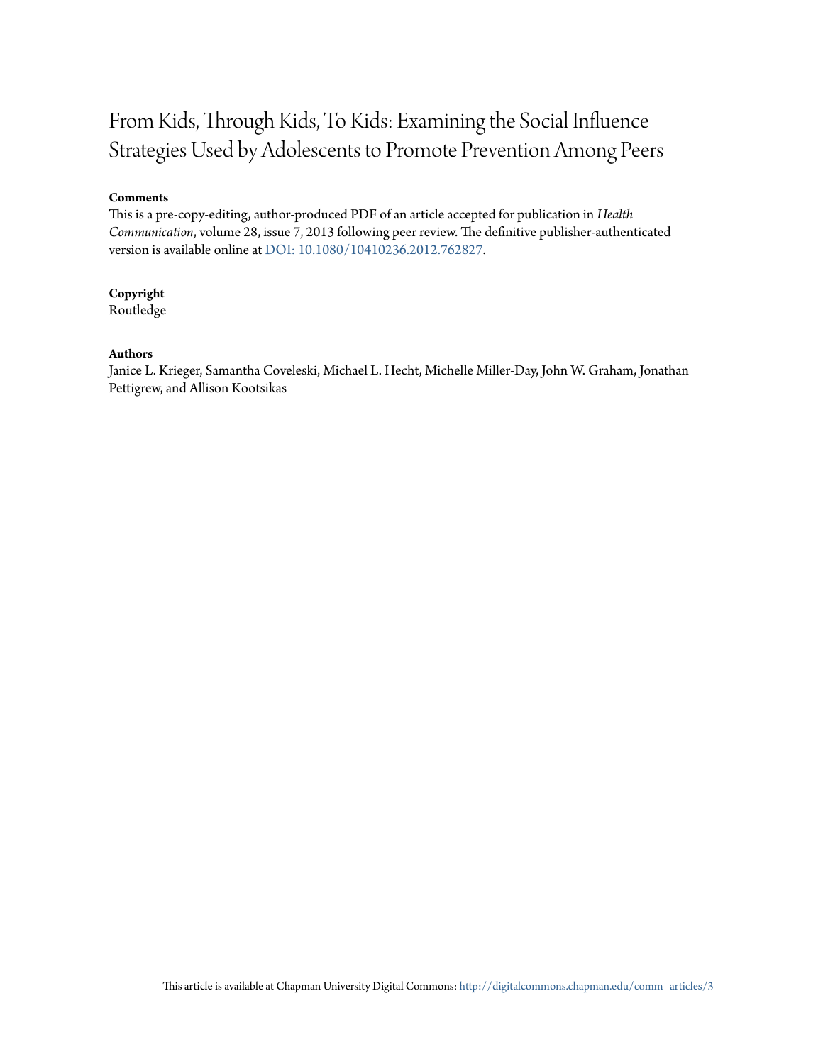# From Kids, Through Kids, To Kids: Examining the Social Influence Strategies Used by Adolescents to Promote Prevention Among Peers

**Comments**

This is a pre-copy-editing, author-produced PDF of an article accepted for publication in *Health Communication*, volume 28, issue 7, 2013 following peer review. The definitive publisher-authenticated version is available online at DOI: 10.1080/10410236.2012.762827.

**Copyright**

Routledge

**Authors**

Janice L. Krieger, Samantha Coveleski, Michael L. Hecht, Michelle Miller-Day, John W. Graham, Jonathan Pettigrew, and Allison Kootsikas

This article is available at Chapman University Digital Commons: http://digitalcommons.chapman.edu/comm_articles/3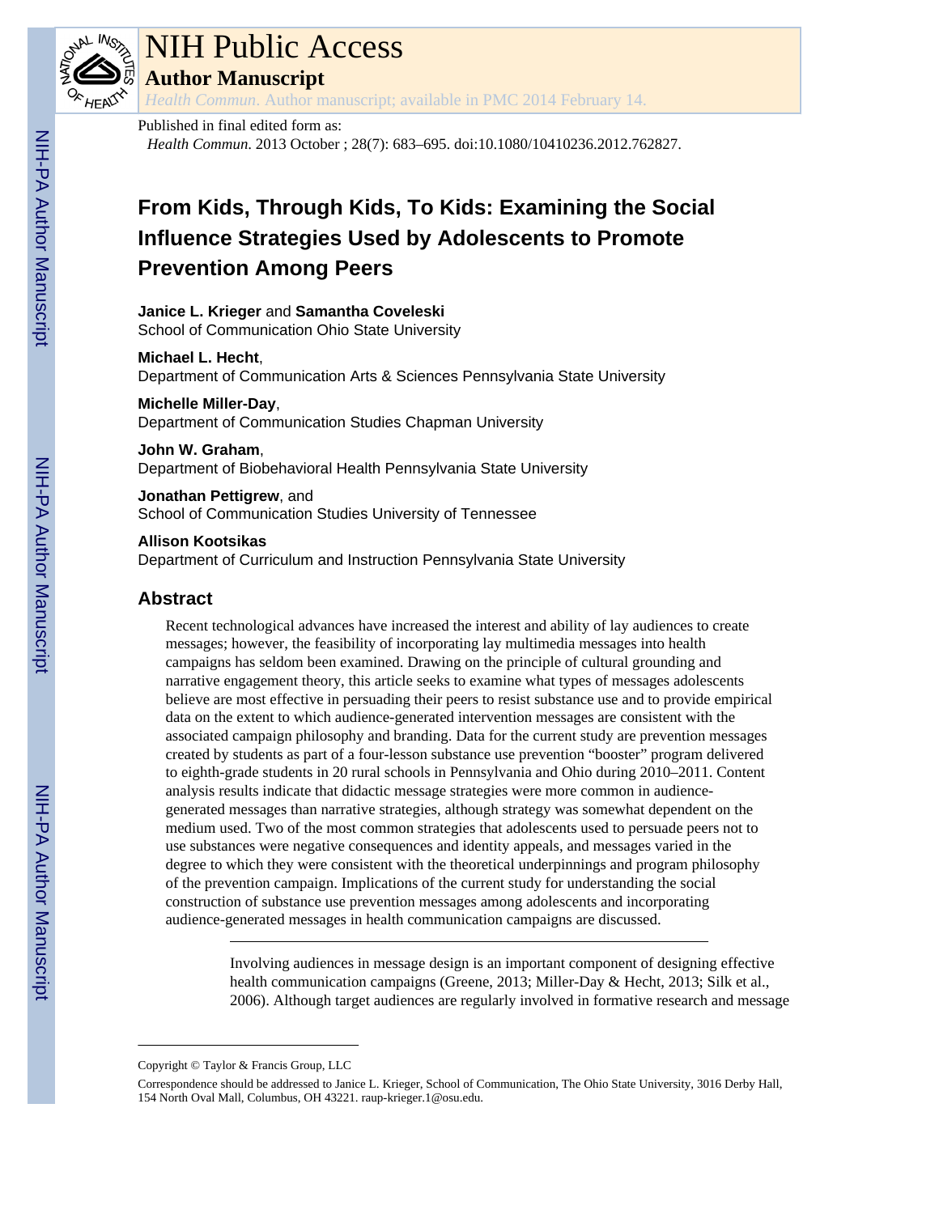# From Kids, Through Kids, To Kids: Examining the Social Influence Strategies Used by Adolescents to Promote Prevention Among Peers

**Janice L. Krieger** and **Samantha Coveleski**
School of Communication Ohio State University

**Michael L. Hecht**,
Department of Communication Arts & Sciences Pennsylvania State University

**Michelle Miller-Day**,
Department of Communication Studies Chapman University

**John W. Graham**,
Department of Biobehavioral Health Pennsylvania State University

**Jonathan Pettigrew**, and
School of Communication Studies University of Tennessee

**Allison Kootsikas**
Department of Curriculum and Instruction Pennsylvania State University

## Abstract

Recent technological advances have increased the interest and ability of lay audiences to create messages; however, the feasibility of incorporating lay multimedia messages into health campaigns has seldom been examined. Drawing on the principle of cultural grounding and narrative engagement theory, this article seeks to examine what types of messages adolescents believe are most effective in persuading their peers to resist substance use and to provide empirical data on the extent to which audience-generated intervention messages are consistent with the associated campaign philosophy and branding. Data for the current study are prevention messages created by students as part of a four-lesson substance use prevention "booster" program delivered to eighth-grade students in 20 rural schools in Pennsylvania and Ohio during 2010–2011. Content analysis results indicate that didactic message strategies were more common in audience-generated messages than narrative strategies, although strategy was somewhat dependent on the medium used. Two of the most common strategies that adolescents used to persuade peers not to use substances were negative consequences and identity appeals, and messages varied in the degree to which they were consistent with the theoretical underpinnings and program philosophy of the prevention campaign. Implications of the current study for understanding the social construction of substance use prevention messages among adolescents and incorporating audience-generated messages in health communication campaigns are discussed.

---

Involving audiences in message design is an important component of designing effective health communication campaigns (Greene, 2013; Miller-Day & Hecht, 2013; Silk et al., 2006). Although target audiences are regularly involved in formative research and message

---

Copyright © Taylor & Francis Group, LLC

Correspondence should be addressed to Janice L. Krieger, School of Communication, The Ohio State University, 3016 Derby Hall, 154 North Oval Mall, Columbus, OH 43221. raup-krieger.1@osu.edu.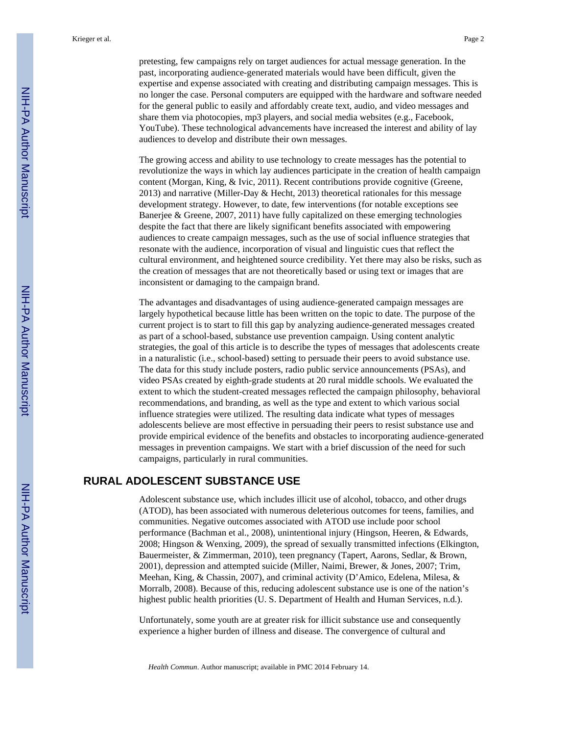pretesting, few campaigns rely on target audiences for actual message generation. In the past, incorporating audience-generated materials would have been difficult, given the expertise and expense associated with creating and distributing campaign messages. This is no longer the case. Personal computers are equipped with the hardware and software needed for the general public to easily and affordably create text, audio, and video messages and share them via photocopies, mp3 players, and social media websites (e.g., Facebook, YouTube). These technological advancements have increased the interest and ability of lay audiences to develop and distribute their own messages.

The growing access and ability to use technology to create messages has the potential to revolutionize the ways in which lay audiences participate in the creation of health campaign content (Morgan, King, & Ivic, 2011). Recent contributions provide cognitive (Greene, 2013) and narrative (Miller-Day & Hecht, 2013) theoretical rationales for this message development strategy. However, to date, few interventions (for notable exceptions see Banerjee & Greene, 2007, 2011) have fully capitalized on these emerging technologies despite the fact that there are likely significant benefits associated with empowering audiences to create campaign messages, such as the use of social influence strategies that resonate with the audience, incorporation of visual and linguistic cues that reflect the cultural environment, and heightened source credibility. Yet there may also be risks, such as the creation of messages that are not theoretically based or using text or images that are inconsistent or damaging to the campaign brand.

The advantages and disadvantages of using audience-generated campaign messages are largely hypothetical because little has been written on the topic to date. The purpose of the current project is to start to fill this gap by analyzing audience-generated messages created as part of a school-based, substance use prevention campaign. Using content analytic strategies, the goal of this article is to describe the types of messages that adolescents create in a naturalistic (i.e., school-based) setting to persuade their peers to avoid substance use. The data for this study include posters, radio public service announcements (PSAs), and video PSAs created by eighth-grade students at 20 rural middle schools. We evaluated the extent to which the student-created messages reflected the campaign philosophy, behavioral recommendations, and branding, as well as the type and extent to which various social influence strategies were utilized. The resulting data indicate what types of messages adolescents believe are most effective in persuading their peers to resist substance use and provide empirical evidence of the benefits and obstacles to incorporating audience-generated messages in prevention campaigns. We start with a brief discussion of the need for such campaigns, particularly in rural communities.

## RURAL ADOLESCENT SUBSTANCE USE

Adolescent substance use, which includes illicit use of alcohol, tobacco, and other drugs (ATOD), has been associated with numerous deleterious outcomes for teens, families, and communities. Negative outcomes associated with ATOD use include poor school performance (Bachman et al., 2008), unintentional injury (Hingson, Heeren, & Edwards, 2008; Hingson & Wenxing, 2009), the spread of sexually transmitted infections (Elkington, Bauermeister, & Zimmerman, 2010), teen pregnancy (Tapert, Aarons, Sedlar, & Brown, 2001), depression and attempted suicide (Miller, Naimi, Brewer, & Jones, 2007; Trim, Meehan, King, & Chassin, 2007), and criminal activity (D'Amico, Edelena, Milesa, & Morralb, 2008). Because of this, reducing adolescent substance use is one of the nation's highest public health priorities (U. S. Department of Health and Human Services, n.d.).

Unfortunately, some youth are at greater risk for illicit substance use and consequently experience a higher burden of illness and disease. The convergence of cultural and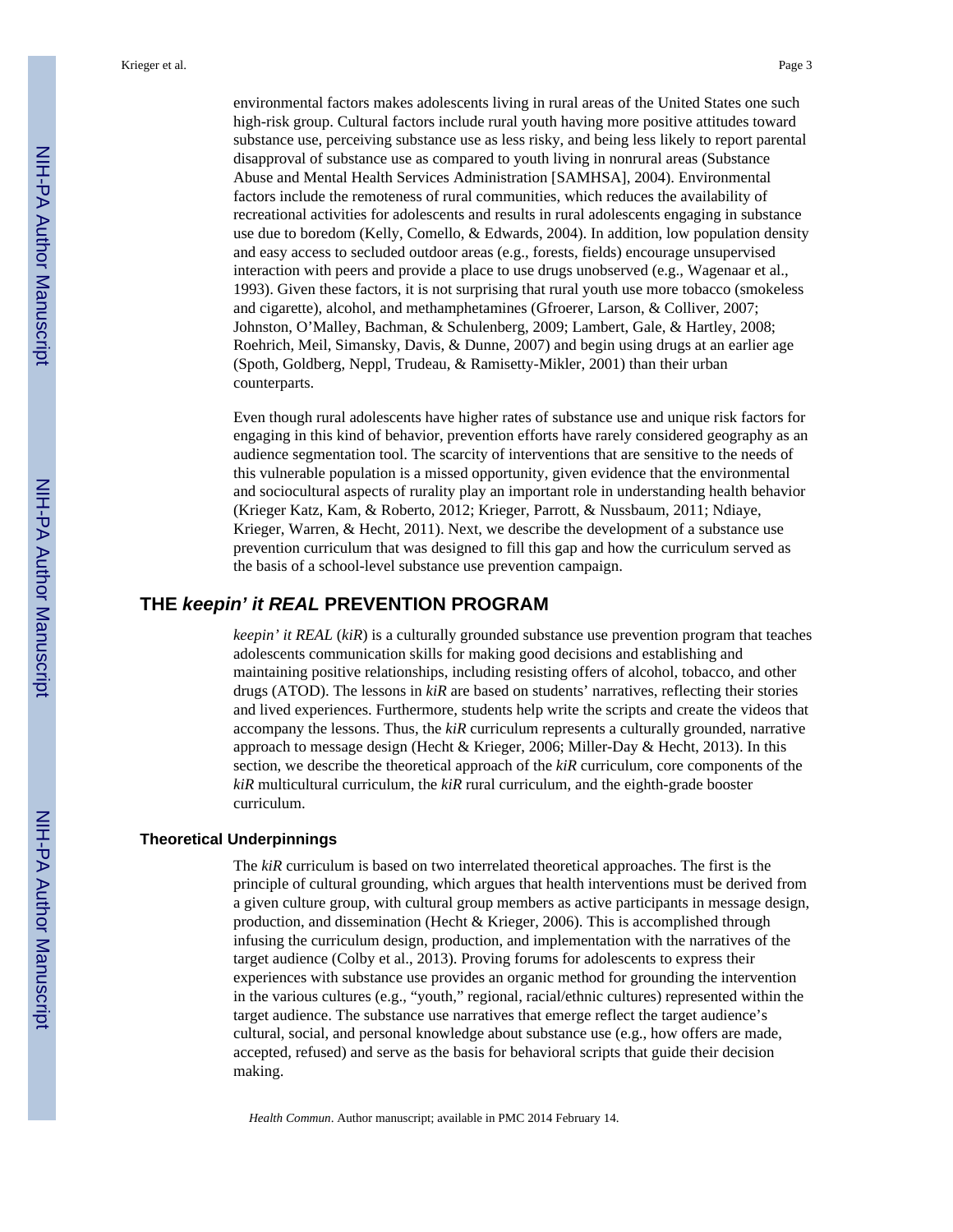environmental factors makes adolescents living in rural areas of the United States one such high-risk group. Cultural factors include rural youth having more positive attitudes toward substance use, perceiving substance use as less risky, and being less likely to report parental disapproval of substance use as compared to youth living in nonrural areas (Substance Abuse and Mental Health Services Administration [SAMHSA], 2004). Environmental factors include the remoteness of rural communities, which reduces the availability of recreational activities for adolescents and results in rural adolescents engaging in substance use due to boredom (Kelly, Comello, & Edwards, 2004). In addition, low population density and easy access to secluded outdoor areas (e.g., forests, fields) encourage unsupervised interaction with peers and provide a place to use drugs unobserved (e.g., Wagenaar et al., 1993). Given these factors, it is not surprising that rural youth use more tobacco (smokeless and cigarette), alcohol, and methamphetamines (Gfroerer, Larson, & Colliver, 2007; Johnston, O'Malley, Bachman, & Schulenberg, 2009; Lambert, Gale, & Hartley, 2008; Roehrich, Meil, Simansky, Davis, & Dunne, 2007) and begin using drugs at an earlier age (Spoth, Goldberg, Neppl, Trudeau, & Ramisetty-Mikler, 2001) than their urban counterparts.

Even though rural adolescents have higher rates of substance use and unique risk factors for engaging in this kind of behavior, prevention efforts have rarely considered geography as an audience segmentation tool. The scarcity of interventions that are sensitive to the needs of this vulnerable population is a missed opportunity, given evidence that the environmental and sociocultural aspects of rurality play an important role in understanding health behavior (Krieger Katz, Kam, & Roberto, 2012; Krieger, Parrott, & Nussbaum, 2011; Ndiaye, Krieger, Warren, & Hecht, 2011). Next, we describe the development of a substance use prevention curriculum that was designed to fill this gap and how the curriculum served as the basis of a school-level substance use prevention campaign.

## THE *keepin' it REAL* PREVENTION PROGRAM

*keepin' it REAL* (*kiR*) is a culturally grounded substance use prevention program that teaches adolescents communication skills for making good decisions and establishing and maintaining positive relationships, including resisting offers of alcohol, tobacco, and other drugs (ATOD). The lessons in *kiR* are based on students' narratives, reflecting their stories and lived experiences. Furthermore, students help write the scripts and create the videos that accompany the lessons. Thus, the *kiR* curriculum represents a culturally grounded, narrative approach to message design (Hecht & Krieger, 2006; Miller-Day & Hecht, 2013). In this section, we describe the theoretical approach of the *kiR* curriculum, core components of the *kiR* multicultural curriculum, the *kiR* rural curriculum, and the eighth-grade booster curriculum.

### Theoretical Underpinnings

The *kiR* curriculum is based on two interrelated theoretical approaches. The first is the principle of cultural grounding, which argues that health interventions must be derived from a given culture group, with cultural group members as active participants in message design, production, and dissemination (Hecht & Krieger, 2006). This is accomplished through infusing the curriculum design, production, and implementation with the narratives of the target audience (Colby et al., 2013). Proving forums for adolescents to express their experiences with substance use provides an organic method for grounding the intervention in the various cultures (e.g., "youth," regional, racial/ethnic cultures) represented within the target audience. The substance use narratives that emerge reflect the target audience's cultural, social, and personal knowledge about substance use (e.g., how offers are made, accepted, refused) and serve as the basis for behavioral scripts that guide their decision making.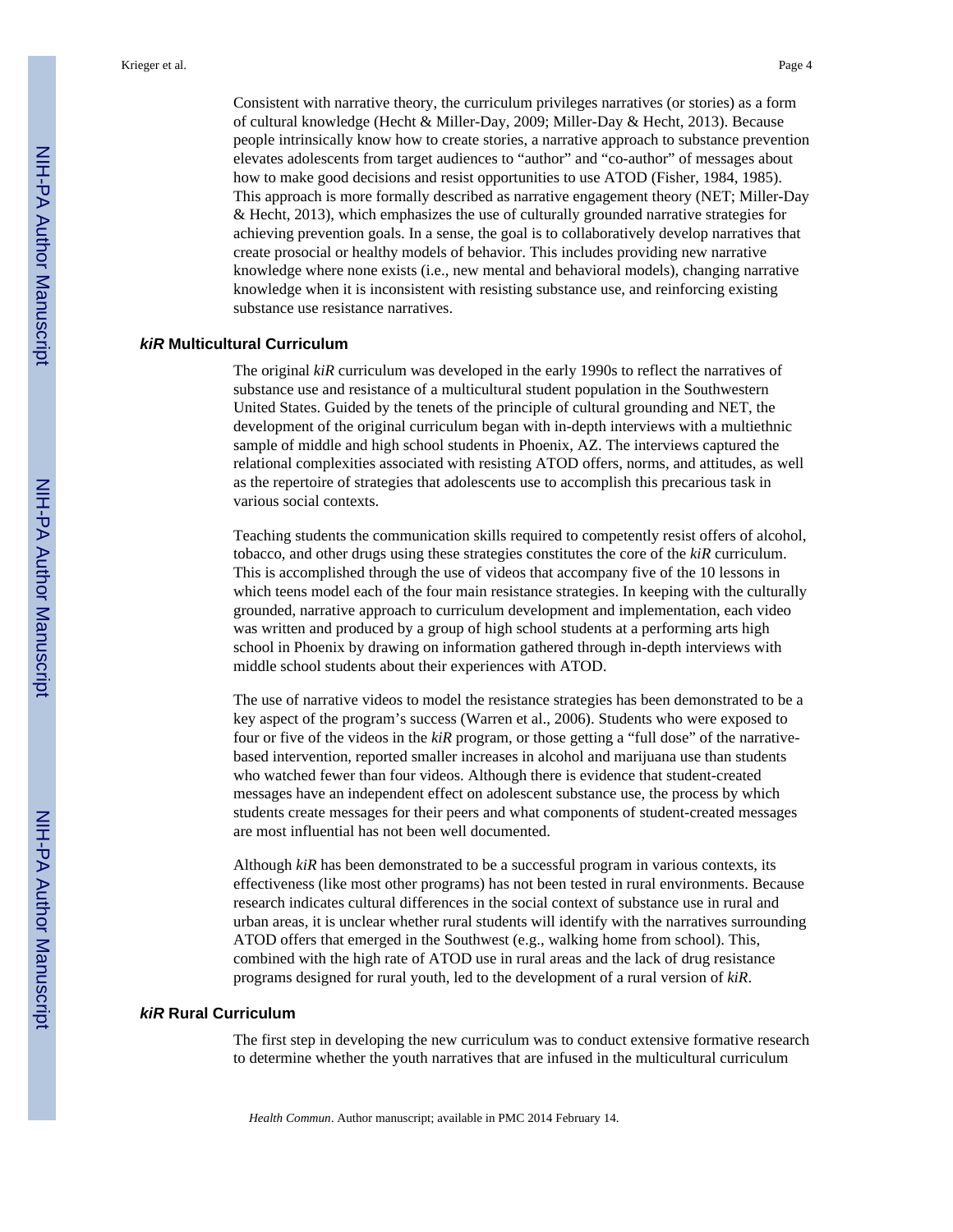Consistent with narrative theory, the curriculum privileges narratives (or stories) as a form of cultural knowledge (Hecht & Miller-Day, 2009; Miller-Day & Hecht, 2013). Because people intrinsically know how to create stories, a narrative approach to substance prevention elevates adolescents from target audiences to "author" and "co-author" of messages about how to make good decisions and resist opportunities to use ATOD (Fisher, 1984, 1985). This approach is more formally described as narrative engagement theory (NET; Miller-Day & Hecht, 2013), which emphasizes the use of culturally grounded narrative strategies for achieving prevention goals. In a sense, the goal is to collaboratively develop narratives that create prosocial or healthy models of behavior. This includes providing new narrative knowledge where none exists (i.e., new mental and behavioral models), changing narrative knowledge when it is inconsistent with resisting substance use, and reinforcing existing substance use resistance narratives.

## *kiR* Multicultural Curriculum

The original *kiR* curriculum was developed in the early 1990s to reflect the narratives of substance use and resistance of a multicultural student population in the Southwestern United States. Guided by the tenets of the principle of cultural grounding and NET, the development of the original curriculum began with in-depth interviews with a multiethnic sample of middle and high school students in Phoenix, AZ. The interviews captured the relational complexities associated with resisting ATOD offers, norms, and attitudes, as well as the repertoire of strategies that adolescents use to accomplish this precarious task in various social contexts.

Teaching students the communication skills required to competently resist offers of alcohol, tobacco, and other drugs using these strategies constitutes the core of the *kiR* curriculum. This is accomplished through the use of videos that accompany five of the 10 lessons in which teens model each of the four main resistance strategies. In keeping with the culturally grounded, narrative approach to curriculum development and implementation, each video was written and produced by a group of high school students at a performing arts high school in Phoenix by drawing on information gathered through in-depth interviews with middle school students about their experiences with ATOD.

The use of narrative videos to model the resistance strategies has been demonstrated to be a key aspect of the program's success (Warren et al., 2006). Students who were exposed to four or five of the videos in the *kiR* program, or those getting a "full dose" of the narrative-based intervention, reported smaller increases in alcohol and marijuana use than students who watched fewer than four videos. Although there is evidence that student-created messages have an independent effect on adolescent substance use, the process by which students create messages for their peers and what components of student-created messages are most influential has not been well documented.

Although *kiR* has been demonstrated to be a successful program in various contexts, its effectiveness (like most other programs) has not been tested in rural environments. Because research indicates cultural differences in the social context of substance use in rural and urban areas, it is unclear whether rural students will identify with the narratives surrounding ATOD offers that emerged in the Southwest (e.g., walking home from school). This, combined with the high rate of ATOD use in rural areas and the lack of drug resistance programs designed for rural youth, led to the development of a rural version of *kiR*.

## *kiR* Rural Curriculum

The first step in developing the new curriculum was to conduct extensive formative research to determine whether the youth narratives that are infused in the multicultural curriculum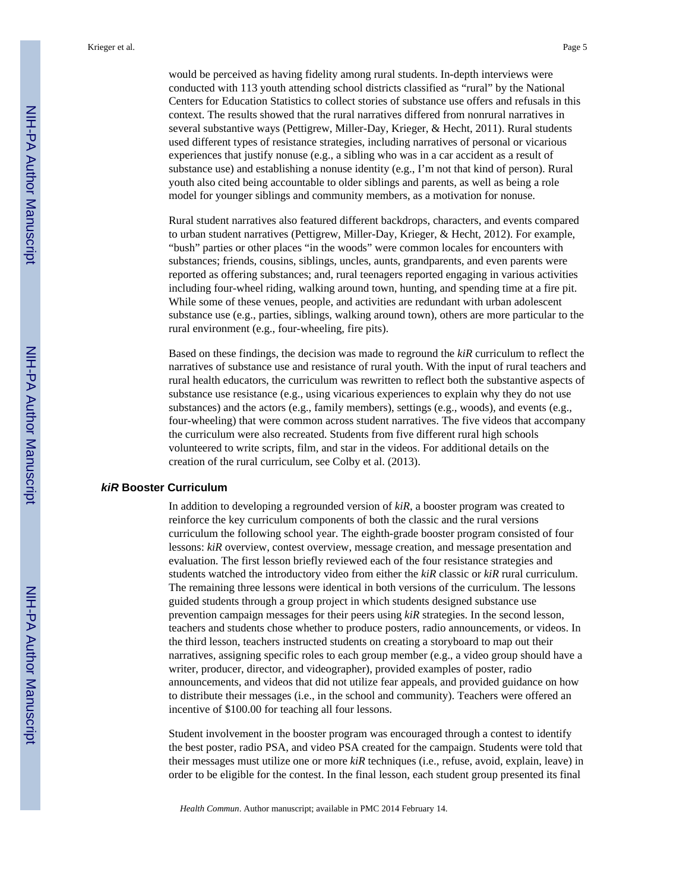would be perceived as having fidelity among rural students. In-depth interviews were conducted with 113 youth attending school districts classified as "rural" by the National Centers for Education Statistics to collect stories of substance use offers and refusals in this context. The results showed that the rural narratives differed from nonrural narratives in several substantive ways (Pettigrew, Miller-Day, Krieger, & Hecht, 2011). Rural students used different types of resistance strategies, including narratives of personal or vicarious experiences that justify nonuse (e.g., a sibling who was in a car accident as a result of substance use) and establishing a nonuse identity (e.g., I'm not that kind of person). Rural youth also cited being accountable to older siblings and parents, as well as being a role model for younger siblings and community members, as a motivation for nonuse.

Rural student narratives also featured different backdrops, characters, and events compared to urban student narratives (Pettigrew, Miller-Day, Krieger, & Hecht, 2012). For example, "bush" parties or other places "in the woods" were common locales for encounters with substances; friends, cousins, siblings, uncles, aunts, grandparents, and even parents were reported as offering substances; and, rural teenagers reported engaging in various activities including four-wheel riding, walking around town, hunting, and spending time at a fire pit. While some of these venues, people, and activities are redundant with urban adolescent substance use (e.g., parties, siblings, walking around town), others are more particular to the rural environment (e.g., four-wheeling, fire pits).

Based on these findings, the decision was made to reground the *kiR* curriculum to reflect the narratives of substance use and resistance of rural youth. With the input of rural teachers and rural health educators, the curriculum was rewritten to reflect both the substantive aspects of substance use resistance (e.g., using vicarious experiences to explain why they do not use substances) and the actors (e.g., family members), settings (e.g., woods), and events (e.g., four-wheeling) that were common across student narratives. The five videos that accompany the curriculum were also recreated. Students from five different rural high schools volunteered to write scripts, film, and star in the videos. For additional details on the creation of the rural curriculum, see Colby et al. (2013).

## *kiR* Booster Curriculum

In addition to developing a regrounded version of *kiR*, a booster program was created to reinforce the key curriculum components of both the classic and the rural versions curriculum the following school year. The eighth-grade booster program consisted of four lessons: *kiR* overview, contest overview, message creation, and message presentation and evaluation. The first lesson briefly reviewed each of the four resistance strategies and students watched the introductory video from either the *kiR* classic or *kiR* rural curriculum. The remaining three lessons were identical in both versions of the curriculum. The lessons guided students through a group project in which students designed substance use prevention campaign messages for their peers using *kiR* strategies. In the second lesson, teachers and students chose whether to produce posters, radio announcements, or videos. In the third lesson, teachers instructed students on creating a storyboard to map out their narratives, assigning specific roles to each group member (e.g., a video group should have a writer, producer, director, and videographer), provided examples of poster, radio announcements, and videos that did not utilize fear appeals, and provided guidance on how to distribute their messages (i.e., in the school and community). Teachers were offered an incentive of $100.00 for teaching all four lessons.

Student involvement in the booster program was encouraged through a contest to identify the best poster, radio PSA, and video PSA created for the campaign. Students were told that their messages must utilize one or more *kiR* techniques (i.e., refuse, avoid, explain, leave) in order to be eligible for the contest. In the final lesson, each student group presented its final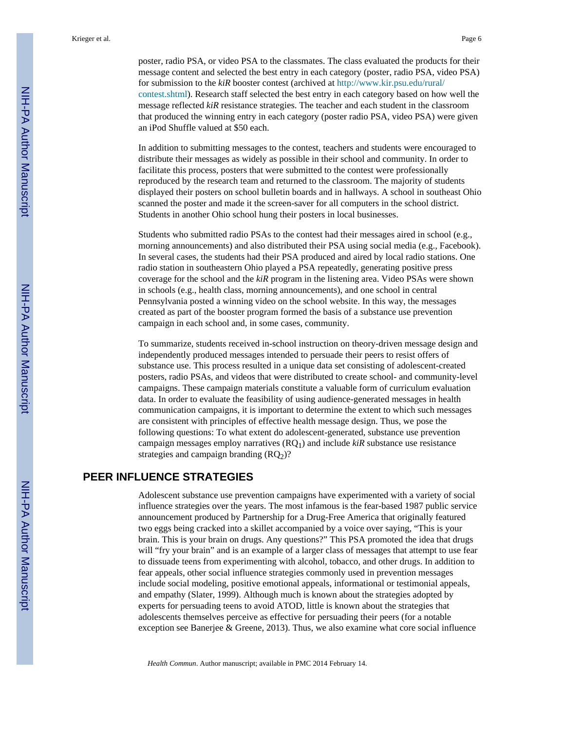poster, radio PSA, or video PSA to the classmates. The class evaluated the products for their message content and selected the best entry in each category (poster, radio PSA, video PSA) for submission to the *kiR* booster contest (archived at http://www.kir.psu.edu/rural/contest.shtml). Research staff selected the best entry in each category based on how well the message reflected *kiR* resistance strategies. The teacher and each student in the classroom that produced the winning entry in each category (poster radio PSA, video PSA) were given an iPod Shuffle valued at $50 each.

In addition to submitting messages to the contest, teachers and students were encouraged to distribute their messages as widely as possible in their school and community. In order to facilitate this process, posters that were submitted to the contest were professionally reproduced by the research team and returned to the classroom. The majority of students displayed their posters on school bulletin boards and in hallways. A school in southeast Ohio scanned the poster and made it the screen-saver for all computers in the school district. Students in another Ohio school hung their posters in local businesses.

Students who submitted radio PSAs to the contest had their messages aired in school (e.g., morning announcements) and also distributed their PSA using social media (e.g., Facebook). In several cases, the students had their PSA produced and aired by local radio stations. One radio station in southeastern Ohio played a PSA repeatedly, generating positive press coverage for the school and the *kiR* program in the listening area. Video PSAs were shown in schools (e.g., health class, morning announcements), and one school in central Pennsylvania posted a winning video on the school website. In this way, the messages created as part of the booster program formed the basis of a substance use prevention campaign in each school and, in some cases, community.

To summarize, students received in-school instruction on theory-driven message design and independently produced messages intended to persuade their peers to resist offers of substance use. This process resulted in a unique data set consisting of adolescent-created posters, radio PSAs, and videos that were distributed to create school- and community-level campaigns. These campaign materials constitute a valuable form of curriculum evaluation data. In order to evaluate the feasibility of using audience-generated messages in health communication campaigns, it is important to determine the extent to which such messages are consistent with principles of effective health message design. Thus, we pose the following questions: To what extent do adolescent-generated, substance use prevention campaign messages employ narratives ($RQ_1$) and include *kiR* substance use resistance strategies and campaign branding ($RQ_2$)?

## PEER INFLUENCE STRATEGIES

Adolescent substance use prevention campaigns have experimented with a variety of social influence strategies over the years. The most infamous is the fear-based 1987 public service announcement produced by Partnership for a Drug-Free America that originally featured two eggs being cracked into a skillet accompanied by a voice over saying, "This is your brain. This is your brain on drugs. Any questions?" This PSA promoted the idea that drugs will "fry your brain" and is an example of a larger class of messages that attempt to use fear to dissuade teens from experimenting with alcohol, tobacco, and other drugs. In addition to fear appeals, other social influence strategies commonly used in prevention messages include social modeling, positive emotional appeals, informational or testimonial appeals, and empathy (Slater, 1999). Although much is known about the strategies adopted by experts for persuading teens to avoid ATOD, little is known about the strategies that adolescents themselves perceive as effective for persuading their peers (for a notable exception see Banerjee & Greene, 2013). Thus, we also examine what core social influence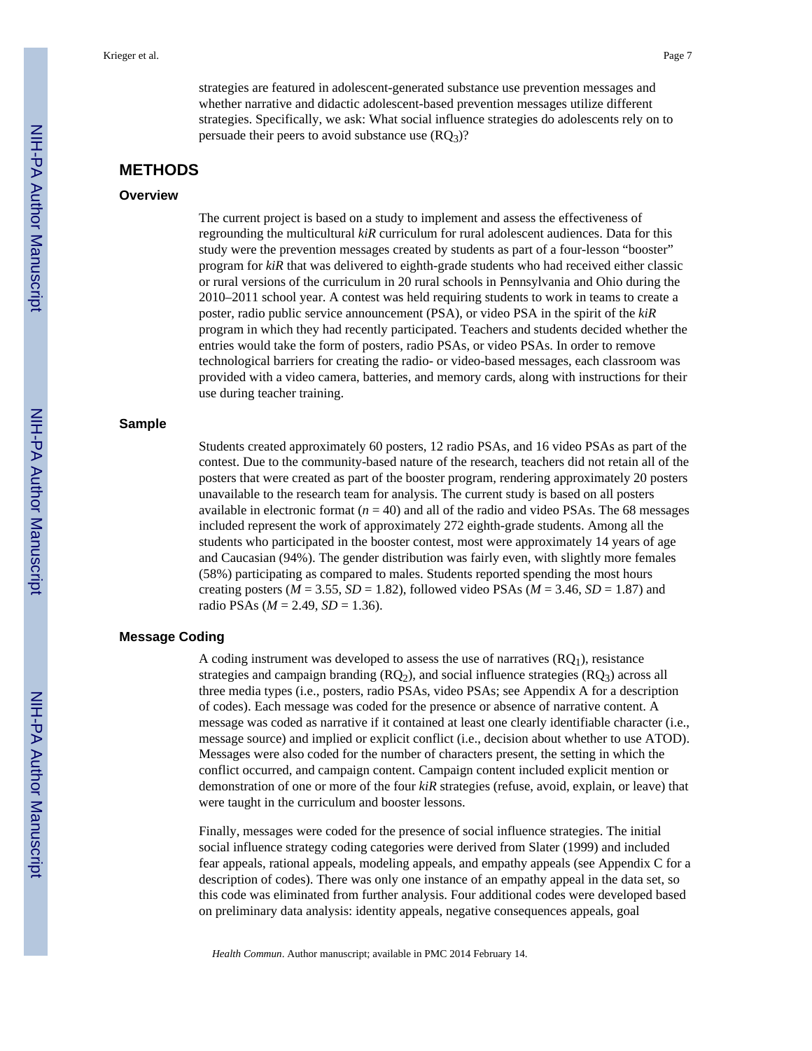strategies are featured in adolescent-generated substance use prevention messages and whether narrative and didactic adolescent-based prevention messages utilize different strategies. Specifically, we ask: What social influence strategies do adolescents rely on to persuade their peers to avoid substance use ($RQ_3$)?

# METHODS

## Overview

The current project is based on a study to implement and assess the effectiveness of regrounding the multicultural *kiR* curriculum for rural adolescent audiences. Data for this study were the prevention messages created by students as part of a four-lesson "booster" program for *kiR* that was delivered to eighth-grade students who had received either classic or rural versions of the curriculum in 20 rural schools in Pennsylvania and Ohio during the 2010–2011 school year. A contest was held requiring students to work in teams to create a poster, radio public service announcement (PSA), or video PSA in the spirit of the *kiR* program in which they had recently participated. Teachers and students decided whether the entries would take the form of posters, radio PSAs, or video PSAs. In order to remove technological barriers for creating the radio- or video-based messages, each classroom was provided with a video camera, batteries, and memory cards, along with instructions for their use during teacher training.

## Sample

Students created approximately 60 posters, 12 radio PSAs, and 16 video PSAs as part of the contest. Due to the community-based nature of the research, teachers did not retain all of the posters that were created as part of the booster program, rendering approximately 20 posters unavailable to the research team for analysis. The current study is based on all posters available in electronic format ($n = 40$) and all of the radio and video PSAs. The 68 messages included represent the work of approximately 272 eighth-grade students. Among all the students who participated in the booster contest, most were approximately 14 years of age and Caucasian (94%). The gender distribution was fairly even, with slightly more females (58%) participating as compared to males. Students reported spending the most hours creating posters ($M = 3.55$, $SD = 1.82$), followed video PSAs ($M = 3.46$, $SD = 1.87$) and radio PSAs ($M = 2.49$, $SD = 1.36$).

## Message Coding

A coding instrument was developed to assess the use of narratives ($RQ_1$), resistance strategies and campaign branding ($RQ_2$), and social influence strategies ($RQ_3$) across all three media types (i.e., posters, radio PSAs, video PSAs; see Appendix A for a description of codes). Each message was coded for the presence or absence of narrative content. A message was coded as narrative if it contained at least one clearly identifiable character (i.e., message source) and implied or explicit conflict (i.e., decision about whether to use ATOD). Messages were also coded for the number of characters present, the setting in which the conflict occurred, and campaign content. Campaign content included explicit mention or demonstration of one or more of the four *kiR* strategies (refuse, avoid, explain, or leave) that were taught in the curriculum and booster lessons.

Finally, messages were coded for the presence of social influence strategies. The initial social influence strategy coding categories were derived from Slater (1999) and included fear appeals, rational appeals, modeling appeals, and empathy appeals (see Appendix C for a description of codes). There was only one instance of an empathy appeal in the data set, so this code was eliminated from further analysis. Four additional codes were developed based on preliminary data analysis: identity appeals, negative consequences appeals, goal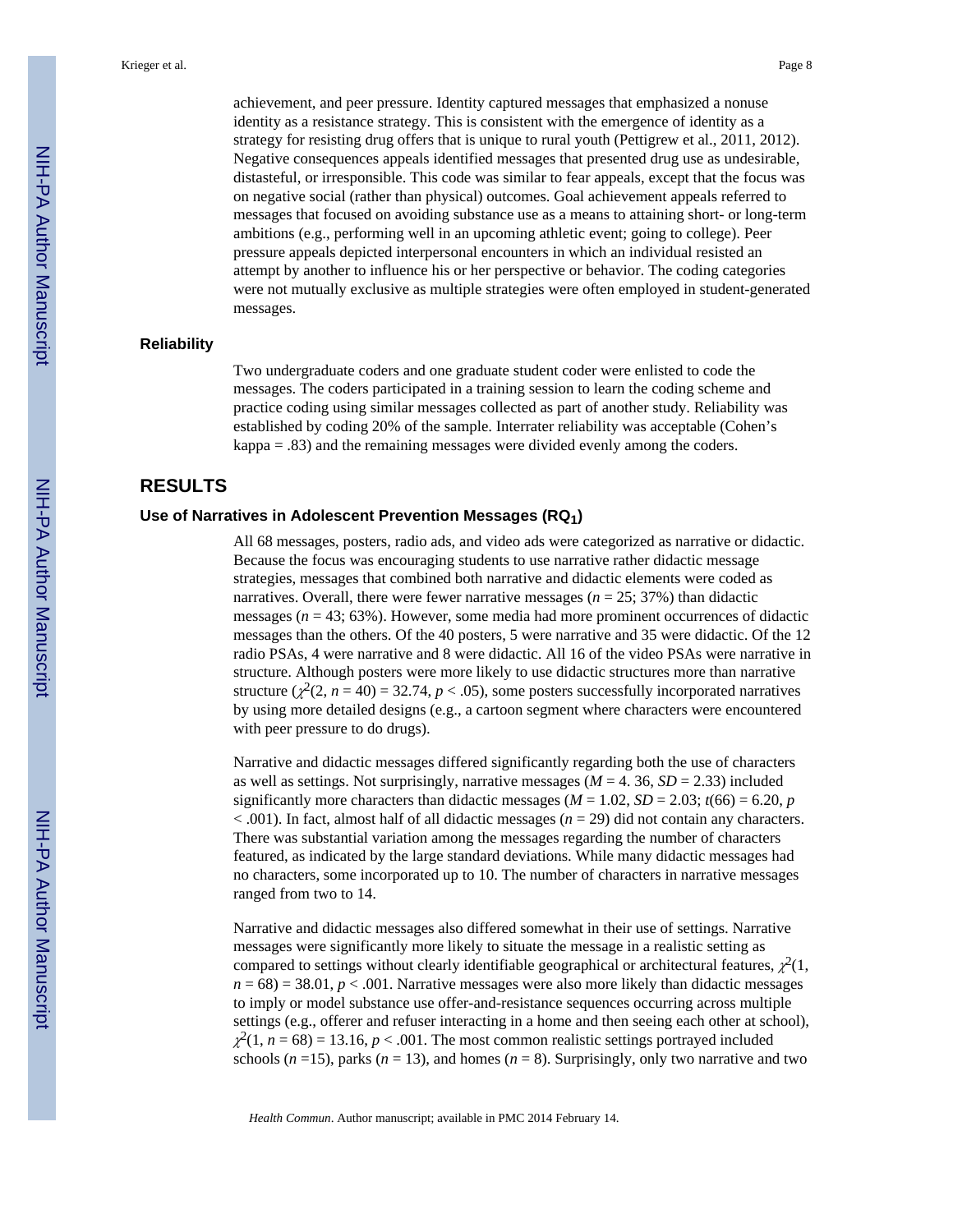achievement, and peer pressure. Identity captured messages that emphasized a nonuse identity as a resistance strategy. This is consistent with the emergence of identity as a strategy for resisting drug offers that is unique to rural youth (Pettigrew et al., 2011, 2012). Negative consequences appeals identified messages that presented drug use as undesirable, distasteful, or irresponsible. This code was similar to fear appeals, except that the focus was on negative social (rather than physical) outcomes. Goal achievement appeals referred to messages that focused on avoiding substance use as a means to attaining short- or long-term ambitions (e.g., performing well in an upcoming athletic event; going to college). Peer pressure appeals depicted interpersonal encounters in which an individual resisted an attempt by another to influence his or her perspective or behavior. The coding categories were not mutually exclusive as multiple strategies were often employed in student-generated messages.

### Reliability

Two undergraduate coders and one graduate student coder were enlisted to code the messages. The coders participated in a training session to learn the coding scheme and practice coding using similar messages collected as part of another study. Reliability was established by coding 20% of the sample. Interrater reliability was acceptable (Cohen's kappa = .83) and the remaining messages were divided evenly among the coders.

## RESULTS

### Use of Narratives in Adolescent Prevention Messages ($RQ_1$)

All 68 messages, posters, radio ads, and video ads were categorized as narrative or didactic. Because the focus was encouraging students to use narrative rather didactic message strategies, messages that combined both narrative and didactic elements were coded as narratives. Overall, there were fewer narrative messages ($n$ = 25; 37%) than didactic messages ($n$ = 43; 63%). However, some media had more prominent occurrences of didactic messages than the others. Of the 40 posters, 5 were narrative and 35 were didactic. Of the 12 radio PSAs, 4 were narrative and 8 were didactic. All 16 of the video PSAs were narrative in structure. Although posters were more likely to use didactic structures more than narrative structure ($\chi^2(2, n = 40) = 32.74, p < .05$), some posters successfully incorporated narratives by using more detailed designs (e.g., a cartoon segment where characters were encountered with peer pressure to do drugs).

Narrative and didactic messages differed significantly regarding both the use of characters as well as settings. Not surprisingly, narrative messages ($M$ = 4. 36, $SD$ = 2.33) included significantly more characters than didactic messages ($M$ = 1.02, $SD$ = 2.03; $t(66) = 6.20$, $p < .001$). In fact, almost half of all didactic messages ($n$ = 29) did not contain any characters. There was substantial variation among the messages regarding the number of characters featured, as indicated by the large standard deviations. While many didactic messages had no characters, some incorporated up to 10. The number of characters in narrative messages ranged from two to 14.

Narrative and didactic messages also differed somewhat in their use of settings. Narrative messages were significantly more likely to situate the message in a realistic setting as compared to settings without clearly identifiable geographical or architectural features, $\chi^2(1, n = 68) = 38.01, p < .001$. Narrative messages were also more likely than didactic messages to imply or model substance use offer-and-resistance sequences occurring across multiple settings (e.g., offerer and refuser interacting in a home and then seeing each other at school), $\chi^2(1, n = 68) = 13.16, p < .001$. The most common realistic settings portrayed included schools ($n$ =15), parks ($n$ = 13), and homes ($n$ = 8). Surprisingly, only two narrative and two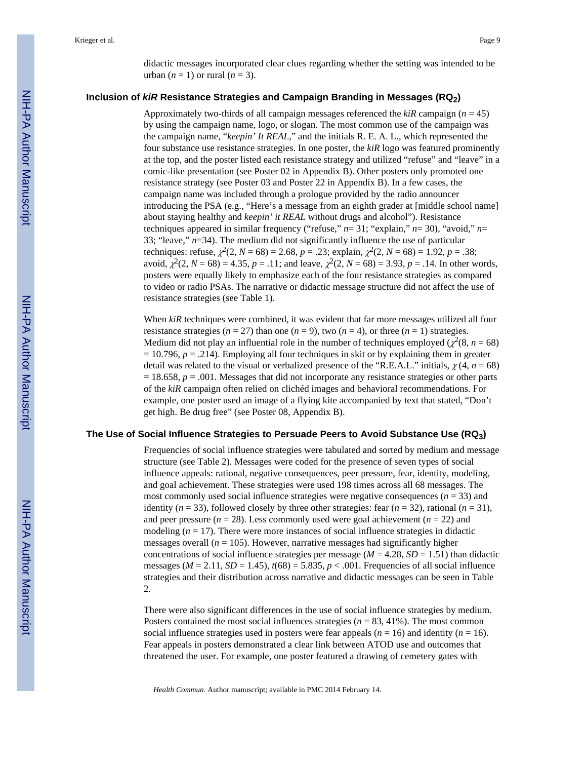didactic messages incorporated clear clues regarding whether the setting was intended to be urban ($n = 1$) or rural ($n = 3$).

### Inclusion of *kiR* Resistance Strategies and Campaign Branding in Messages ($RQ_2$)

Approximately two-thirds of all campaign messages referenced the *kiR* campaign ($n = 45$) by using the campaign name, logo, or slogan. The most common use of the campaign was the campaign name, "*keepin' It REAL*," and the initials R. E. A. L., which represented the four substance use resistance strategies. In one poster, the *kiR* logo was featured prominently at the top, and the poster listed each resistance strategy and utilized "refuse" and "leave" in a comic-like presentation (see Poster 02 in Appendix B). Other posters only promoted one resistance strategy (see Poster 03 and Poster 22 in Appendix B). In a few cases, the campaign name was included through a prologue provided by the radio announcer introducing the PSA (e.g., "Here's a message from an eighth grader at [middle school name] about staying healthy and *keepin' it REAL* without drugs and alcohol"). Resistance techniques appeared in similar frequency ("refuse," $n= 31$; "explain," $n= 30$), "avoid," $n= 33$; "leave," $n=34$). The medium did not significantly influence the use of particular techniques: refuse, $\chi^2(2, N = 68) = 2.68$, $p = .23$; explain, $\chi^2(2, N = 68) = 1.92$, $p = .38$; avoid, $\chi^2(2, N = 68) = 4.35$, $p = .11$; and leave, $\chi^2(2, N = 68) = 3.93$, $p = .14$. In other words, posters were equally likely to emphasize each of the four resistance strategies as compared to video or radio PSAs. The narrative or didactic message structure did not affect the use of resistance strategies (see Table 1).

When *kiR* techniques were combined, it was evident that far more messages utilized all four resistance strategies ($n = 27$) than one ($n = 9$), two ($n = 4$), or three ($n = 1$) strategies. Medium did not play an influential role in the number of techniques employed ($\chi^2(8, n = 68) = 10.796$, $p = .214$). Employing all four techniques in skit or by explaining them in greater detail was related to the visual or verbalized presence of the "R.E.A.L." initials, $\chi(4, n = 68) = 18.658$, $p = .001$. Messages that did not incorporate any resistance strategies or other parts of the *kiR* campaign often relied on clichéd images and behavioral recommendations. For example, one poster used an image of a flying kite accompanied by text that stated, "Don't get high. Be drug free" (see Poster 08, Appendix B).

### The Use of Social Influence Strategies to Persuade Peers to Avoid Substance Use ($RQ_3$)

Frequencies of social influence strategies were tabulated and sorted by medium and message structure (see Table 2). Messages were coded for the presence of seven types of social influence appeals: rational, negative consequences, peer pressure, fear, identity, modeling, and goal achievement. These strategies were used 198 times across all 68 messages. The most commonly used social influence strategies were negative consequences ($n = 33$) and identity ($n = 33$), followed closely by three other strategies: fear ($n = 32$), rational ($n = 31$), and peer pressure ($n = 28$). Less commonly used were goal achievement ($n = 22$) and modeling ($n = 17$). There were more instances of social influence strategies in didactic messages overall ($n = 105$). However, narrative messages had significantly higher concentrations of social influence strategies per message ($M = 4.28$, $SD = 1.51$) than didactic messages ($M = 2.11$, $SD = 1.45$), $t(68) = 5.835$, $p < .001$. Frequencies of all social influence strategies and their distribution across narrative and didactic messages can be seen in Table 2.

There were also significant differences in the use of social influence strategies by medium. Posters contained the most social influences strategies ($n = 83$, 41%). The most common social influence strategies used in posters were fear appeals ($n = 16$) and identity ($n = 16$). Fear appeals in posters demonstrated a clear link between ATOD use and outcomes that threatened the user. For example, one poster featured a drawing of cemetery gates with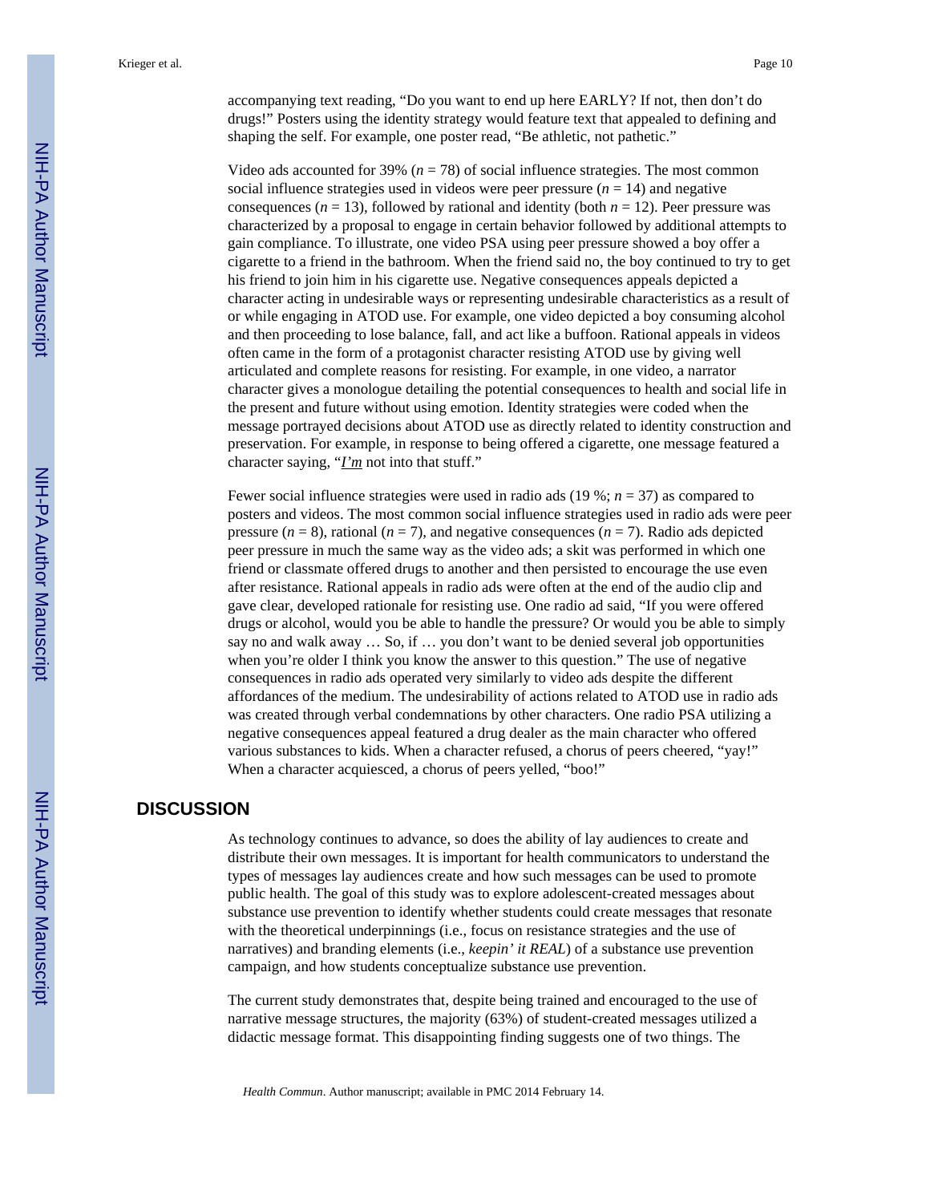accompanying text reading, "Do you want to end up here EARLY? If not, then don't do drugs!" Posters using the identity strategy would feature text that appealed to defining and shaping the self. For example, one poster read, "Be athletic, not pathetic."

Video ads accounted for 39% (*n* = 78) of social influence strategies. The most common social influence strategies used in videos were peer pressure (*n* = 14) and negative consequences (*n* = 13), followed by rational and identity (both *n* = 12). Peer pressure was characterized by a proposal to engage in certain behavior followed by additional attempts to gain compliance. To illustrate, one video PSA using peer pressure showed a boy offer a cigarette to a friend in the bathroom. When the friend said no, the boy continued to try to get his friend to join him in his cigarette use. Negative consequences appeals depicted a character acting in undesirable ways or representing undesirable characteristics as a result of or while engaging in ATOD use. For example, one video depicted a boy consuming alcohol and then proceeding to lose balance, fall, and act like a buffoon. Rational appeals in videos often came in the form of a protagonist character resisting ATOD use by giving well articulated and complete reasons for resisting. For example, in one video, a narrator character gives a monologue detailing the potential consequences to health and social life in the present and future without using emotion. Identity strategies were coded when the message portrayed decisions about ATOD use as directly related to identity construction and preservation. For example, in response to being offered a cigarette, one message featured a character saying, "*I'm* not into that stuff."

Fewer social influence strategies were used in radio ads (19 %; *n* = 37) as compared to posters and videos. The most common social influence strategies used in radio ads were peer pressure (*n* = 8), rational (*n* = 7), and negative consequences (*n* = 7). Radio ads depicted peer pressure in much the same way as the video ads; a skit was performed in which one friend or classmate offered drugs to another and then persisted to encourage the use even after resistance. Rational appeals in radio ads were often at the end of the audio clip and gave clear, developed rationale for resisting use. One radio ad said, "If you were offered drugs or alcohol, would you be able to handle the pressure? Or would you be able to simply say no and walk away … So, if … you don't want to be denied several job opportunities when you're older I think you know the answer to this question." The use of negative consequences in radio ads operated very similarly to video ads despite the different affordances of the medium. The undesirability of actions related to ATOD use in radio ads was created through verbal condemnations by other characters. One radio PSA utilizing a negative consequences appeal featured a drug dealer as the main character who offered various substances to kids. When a character refused, a chorus of peers cheered, "yay!" When a character acquiesced, a chorus of peers yelled, "boo!"

## DISCUSSION

As technology continues to advance, so does the ability of lay audiences to create and distribute their own messages. It is important for health communicators to understand the types of messages lay audiences create and how such messages can be used to promote public health. The goal of this study was to explore adolescent-created messages about substance use prevention to identify whether students could create messages that resonate with the theoretical underpinnings (i.e., focus on resistance strategies and the use of narratives) and branding elements (i.e., *keepin' it REAL*) of a substance use prevention campaign, and how students conceptualize substance use prevention.

The current study demonstrates that, despite being trained and encouraged to the use of narrative message structures, the majority (63%) of student-created messages utilized a didactic message format. This disappointing finding suggests one of two things. The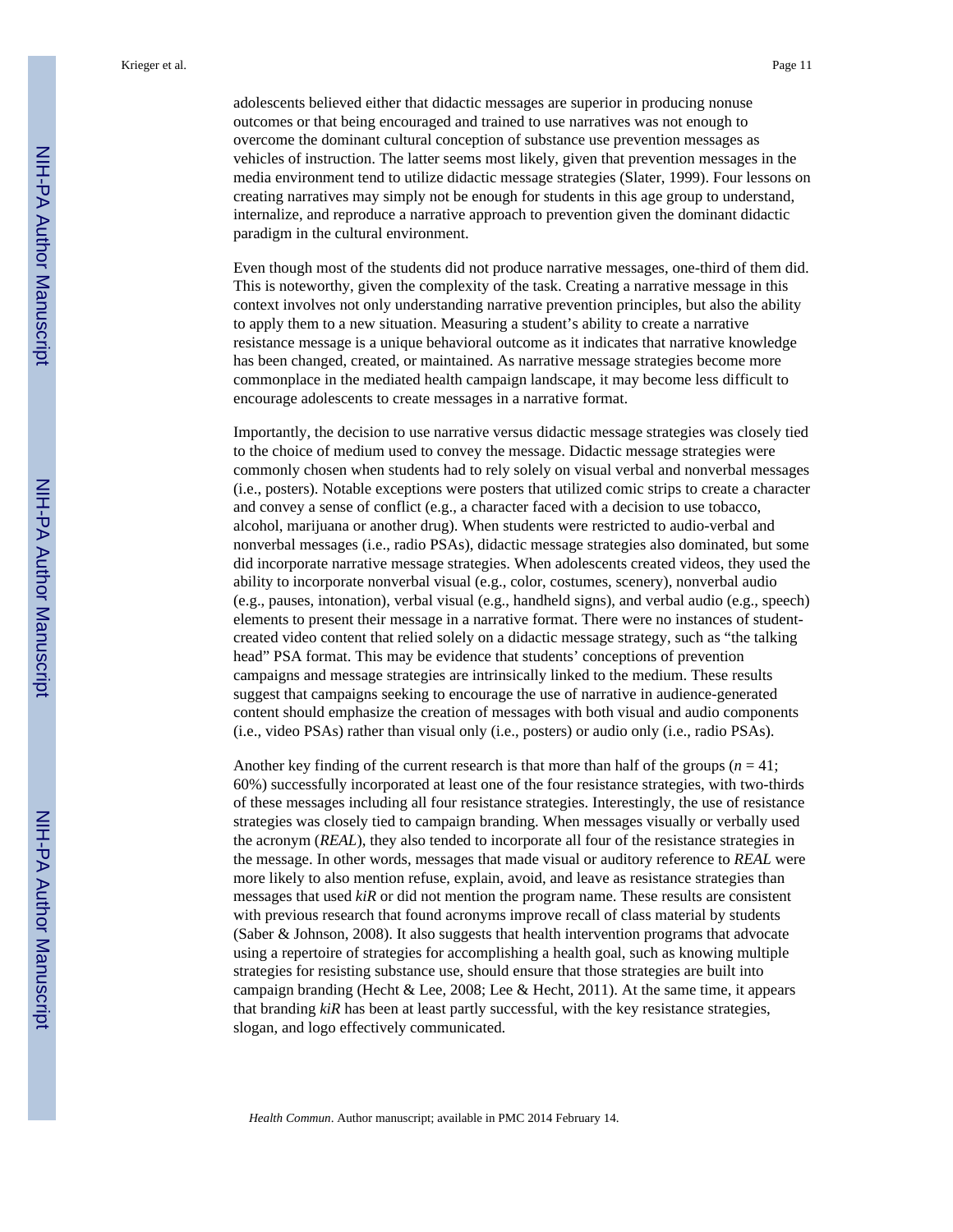adolescents believed either that didactic messages are superior in producing nonuse outcomes or that being encouraged and trained to use narratives was not enough to overcome the dominant cultural conception of substance use prevention messages as vehicles of instruction. The latter seems most likely, given that prevention messages in the media environment tend to utilize didactic message strategies (Slater, 1999). Four lessons on creating narratives may simply not be enough for students in this age group to understand, internalize, and reproduce a narrative approach to prevention given the dominant didactic paradigm in the cultural environment.

Even though most of the students did not produce narrative messages, one-third of them did. This is noteworthy, given the complexity of the task. Creating a narrative message in this context involves not only understanding narrative prevention principles, but also the ability to apply them to a new situation. Measuring a student's ability to create a narrative resistance message is a unique behavioral outcome as it indicates that narrative knowledge has been changed, created, or maintained. As narrative message strategies become more commonplace in the mediated health campaign landscape, it may become less difficult to encourage adolescents to create messages in a narrative format.

Importantly, the decision to use narrative versus didactic message strategies was closely tied to the choice of medium used to convey the message. Didactic message strategies were commonly chosen when students had to rely solely on visual verbal and nonverbal messages (i.e., posters). Notable exceptions were posters that utilized comic strips to create a character and convey a sense of conflict (e.g., a character faced with a decision to use tobacco, alcohol, marijuana or another drug). When students were restricted to audio-verbal and nonverbal messages (i.e., radio PSAs), didactic message strategies also dominated, but some did incorporate narrative message strategies. When adolescents created videos, they used the ability to incorporate nonverbal visual (e.g., color, costumes, scenery), nonverbal audio (e.g., pauses, intonation), verbal visual (e.g., handheld signs), and verbal audio (e.g., speech) elements to present their message in a narrative format. There were no instances of student-created video content that relied solely on a didactic message strategy, such as "the talking head" PSA format. This may be evidence that students' conceptions of prevention campaigns and message strategies are intrinsically linked to the medium. These results suggest that campaigns seeking to encourage the use of narrative in audience-generated content should emphasize the creation of messages with both visual and audio components (i.e., video PSAs) rather than visual only (i.e., posters) or audio only (i.e., radio PSAs).

Another key finding of the current research is that more than half of the groups ($n$ = 41; 60%) successfully incorporated at least one of the four resistance strategies, with two-thirds of these messages including all four resistance strategies. Interestingly, the use of resistance strategies was closely tied to campaign branding. When messages visually or verbally used the acronym (*REAL*), they also tended to incorporate all four of the resistance strategies in the message. In other words, messages that made visual or auditory reference to *REAL* were more likely to also mention refuse, explain, avoid, and leave as resistance strategies than messages that used *kiR* or did not mention the program name. These results are consistent with previous research that found acronyms improve recall of class material by students (Saber & Johnson, 2008). It also suggests that health intervention programs that advocate using a repertoire of strategies for accomplishing a health goal, such as knowing multiple strategies for resisting substance use, should ensure that those strategies are built into campaign branding (Hecht & Lee, 2008; Lee & Hecht, 2011). At the same time, it appears that branding *kiR* has been at least partly successful, with the key resistance strategies, slogan, and logo effectively communicated.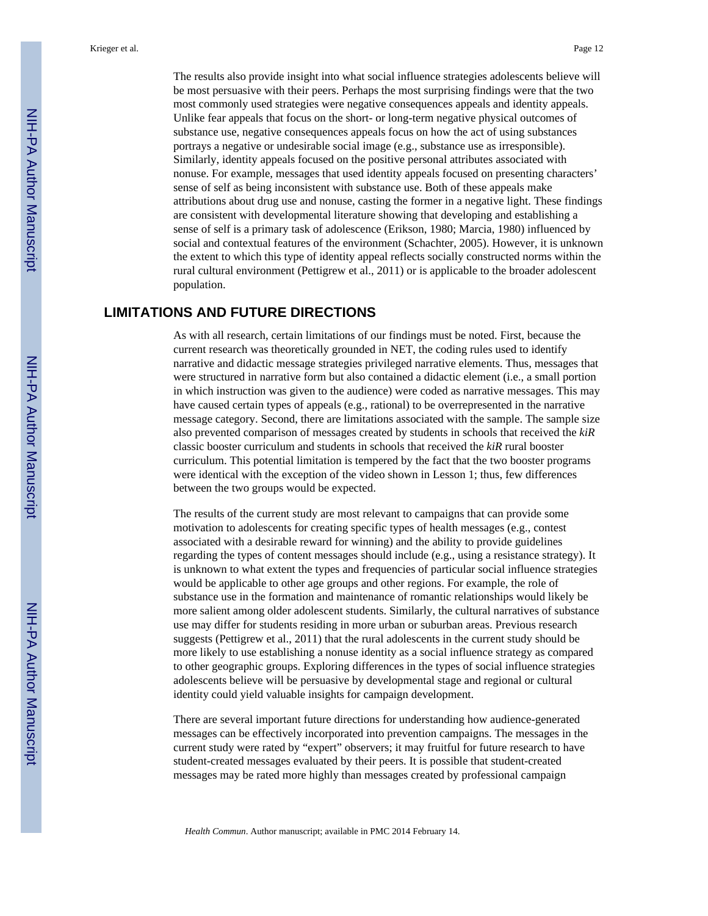The results also provide insight into what social influence strategies adolescents believe will be most persuasive with their peers. Perhaps the most surprising findings were that the two most commonly used strategies were negative consequences appeals and identity appeals. Unlike fear appeals that focus on the short- or long-term negative physical outcomes of substance use, negative consequences appeals focus on how the act of using substances portrays a negative or undesirable social image (e.g., substance use as irresponsible). Similarly, identity appeals focused on the positive personal attributes associated with nonuse. For example, messages that used identity appeals focused on presenting characters' sense of self as being inconsistent with substance use. Both of these appeals make attributions about drug use and nonuse, casting the former in a negative light. These findings are consistent with developmental literature showing that developing and establishing a sense of self is a primary task of adolescence (Erikson, 1980; Marcia, 1980) influenced by social and contextual features of the environment (Schachter, 2005). However, it is unknown the extent to which this type of identity appeal reflects socially constructed norms within the rural cultural environment (Pettigrew et al., 2011) or is applicable to the broader adolescent population.

## LIMITATIONS AND FUTURE DIRECTIONS

As with all research, certain limitations of our findings must be noted. First, because the current research was theoretically grounded in NET, the coding rules used to identify narrative and didactic message strategies privileged narrative elements. Thus, messages that were structured in narrative form but also contained a didactic element (i.e., a small portion in which instruction was given to the audience) were coded as narrative messages. This may have caused certain types of appeals (e.g., rational) to be overrepresented in the narrative message category. Second, there are limitations associated with the sample. The sample size also prevented comparison of messages created by students in schools that received the *kiR* classic booster curriculum and students in schools that received the *kiR* rural booster curriculum. This potential limitation is tempered by the fact that the two booster programs were identical with the exception of the video shown in Lesson 1; thus, few differences between the two groups would be expected.

The results of the current study are most relevant to campaigns that can provide some motivation to adolescents for creating specific types of health messages (e.g., contest associated with a desirable reward for winning) and the ability to provide guidelines regarding the types of content messages should include (e.g., using a resistance strategy). It is unknown to what extent the types and frequencies of particular social influence strategies would be applicable to other age groups and other regions. For example, the role of substance use in the formation and maintenance of romantic relationships would likely be more salient among older adolescent students. Similarly, the cultural narratives of substance use may differ for students residing in more urban or suburban areas. Previous research suggests (Pettigrew et al., 2011) that the rural adolescents in the current study should be more likely to use establishing a nonuse identity as a social influence strategy as compared to other geographic groups. Exploring differences in the types of social influence strategies adolescents believe will be persuasive by developmental stage and regional or cultural identity could yield valuable insights for campaign development.

There are several important future directions for understanding how audience-generated messages can be effectively incorporated into prevention campaigns. The messages in the current study were rated by "expert" observers; it may fruitful for future research to have student-created messages evaluated by their peers. It is possible that student-created messages may be rated more highly than messages created by professional campaign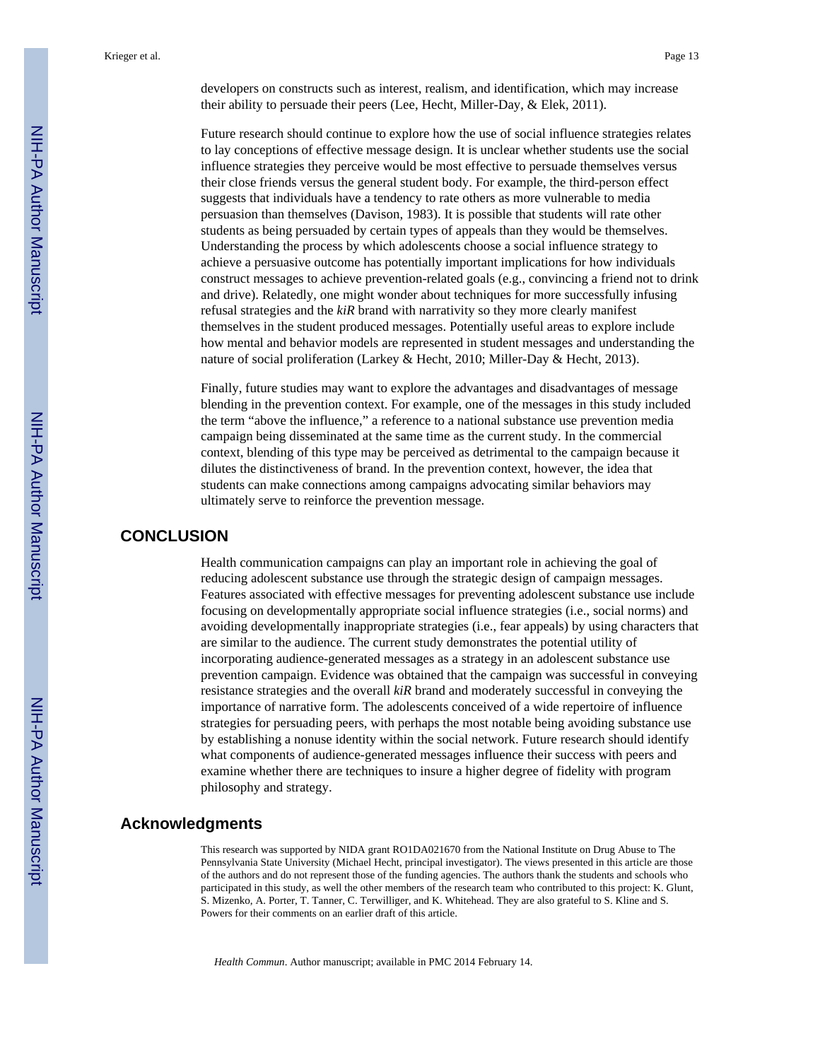developers on constructs such as interest, realism, and identification, which may increase their ability to persuade their peers (Lee, Hecht, Miller-Day, & Elek, 2011).

Future research should continue to explore how the use of social influence strategies relates to lay conceptions of effective message design. It is unclear whether students use the social influence strategies they perceive would be most effective to persuade themselves versus their close friends versus the general student body. For example, the third-person effect suggests that individuals have a tendency to rate others as more vulnerable to media persuasion than themselves (Davison, 1983). It is possible that students will rate other students as being persuaded by certain types of appeals than they would be themselves. Understanding the process by which adolescents choose a social influence strategy to achieve a persuasive outcome has potentially important implications for how individuals construct messages to achieve prevention-related goals (e.g., convincing a friend not to drink and drive). Relatedly, one might wonder about techniques for more successfully infusing refusal strategies and the *kiR* brand with narrativity so they more clearly manifest themselves in the student produced messages. Potentially useful areas to explore include how mental and behavior models are represented in student messages and understanding the nature of social proliferation (Larkey & Hecht, 2010; Miller-Day & Hecht, 2013).

Finally, future studies may want to explore the advantages and disadvantages of message blending in the prevention context. For example, one of the messages in this study included the term "above the influence," a reference to a national substance use prevention media campaign being disseminated at the same time as the current study. In the commercial context, blending of this type may be perceived as detrimental to the campaign because it dilutes the distinctiveness of brand. In the prevention context, however, the idea that students can make connections among campaigns advocating similar behaviors may ultimately serve to reinforce the prevention message.

# CONCLUSION

Health communication campaigns can play an important role in achieving the goal of reducing adolescent substance use through the strategic design of campaign messages. Features associated with effective messages for preventing adolescent substance use include focusing on developmentally appropriate social influence strategies (i.e., social norms) and avoiding developmentally inappropriate strategies (i.e., fear appeals) by using characters that are similar to the audience. The current study demonstrates the potential utility of incorporating audience-generated messages as a strategy in an adolescent substance use prevention campaign. Evidence was obtained that the campaign was successful in conveying resistance strategies and the overall *kiR* brand and moderately successful in conveying the importance of narrative form. The adolescents conceived of a wide repertoire of influence strategies for persuading peers, with perhaps the most notable being avoiding substance use by establishing a nonuse identity within the social network. Future research should identify what components of audience-generated messages influence their success with peers and examine whether there are techniques to insure a higher degree of fidelity with program philosophy and strategy.

# Acknowledgments

This research was supported by NIDA grant RO1DA021670 from the National Institute on Drug Abuse to The Pennsylvania State University (Michael Hecht, principal investigator). The views presented in this article are those of the authors and do not represent those of the funding agencies. The authors thank the students and schools who participated in this study, as well the other members of the research team who contributed to this project: K. Glunt, S. Mizenko, A. Porter, T. Tanner, C. Terwilliger, and K. Whitehead. They are also grateful to S. Kline and S. Powers for their comments on an earlier draft of this article.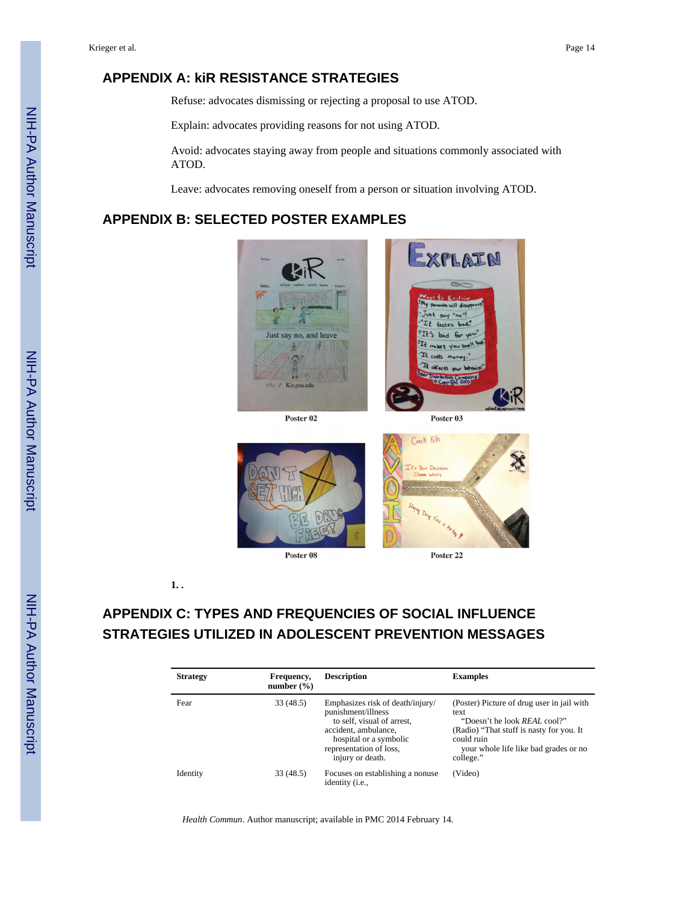## APPENDIX A: kiR RESISTANCE STRATEGIES

Refuse: advocates dismissing or rejecting a proposal to use ATOD.

Explain: advocates providing reasons for not using ATOD.

Avoid: advocates staying away from people and situations commonly associated with ATOD.

Leave: advocates removing oneself from a person or situation involving ATOD.

## APPENDIX B: SELECTED POSTER EXAMPLES

Poster 02

Poster 03

Poster 08

Poster 22

1. .

## APPENDIX C: TYPES AND FREQUENCIES OF SOCIAL INFLUENCE STRATEGIES UTILIZED IN ADOLESCENT PREVENTION MESSAGES

| Strategy | Frequency, number (%) | Description | Examples |
|---|---|---|---|
| Fear | 33 (48.5) | Emphasizes risk of death/injury/ punishment/illness to self, visual of arrest, accident, ambulance, hospital or a symbolic representation of loss, injury or death. | (Poster) Picture of drug user in jail with text "Doesn't he look *REAL* cool?" (Radio) "That stuff is nasty for you. It could ruin your whole life like bad grades or no college." |
| Identity | 33 (48.5) | Focuses on establishing a nonuse identity (i.e., | (Video) |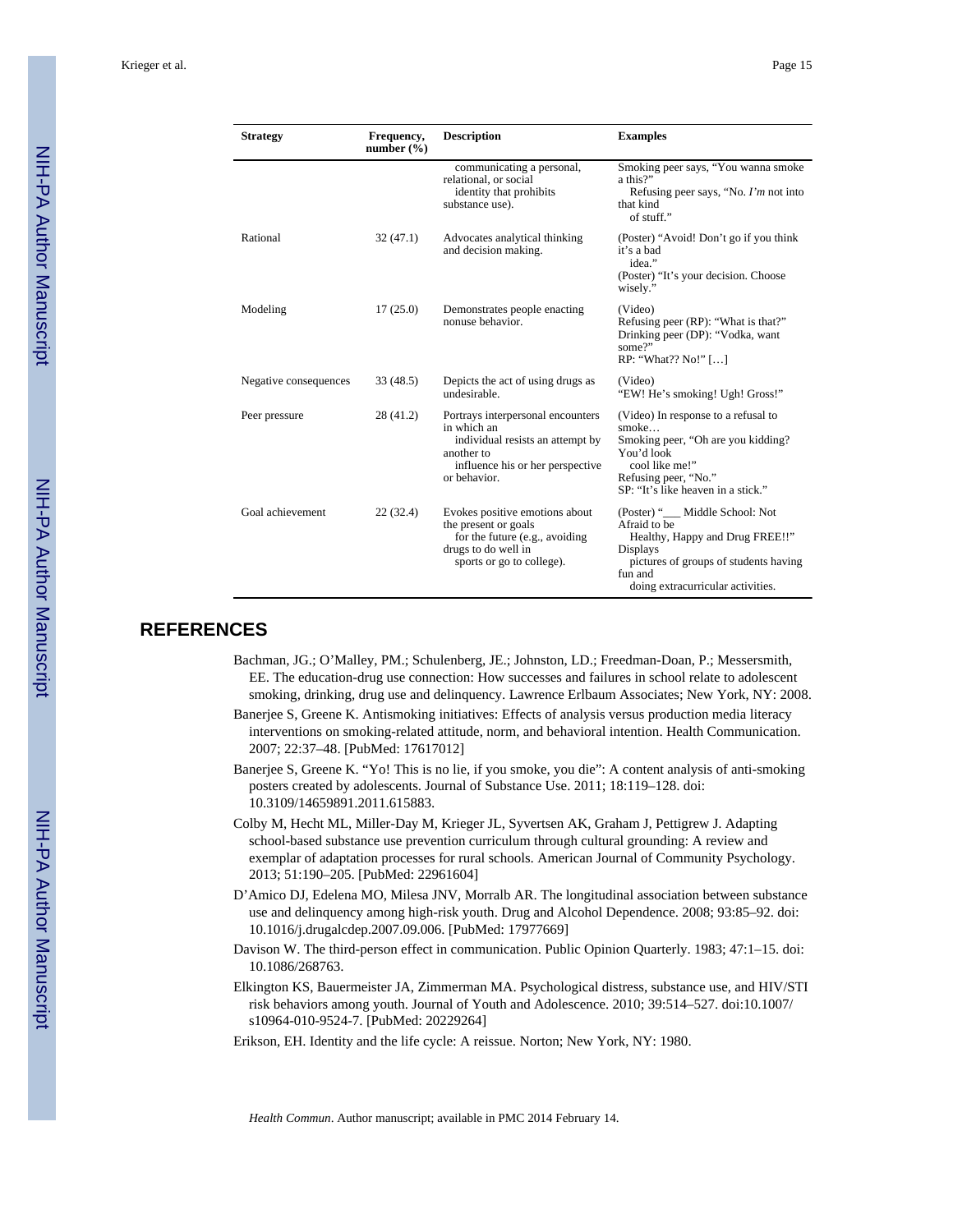| Strategy | Frequency, number (%) | Description | Examples |
|---|---|---|---|
| | | communicating a personal, relational, or social identity that prohibits substance use). | Smoking peer says, "You wanna smoke a this?" Refusing peer says, "No. *I'm* not into that kind of stuff." |
| Rational | 32 (47.1) | Advocates analytical thinking and decision making. | (Poster) "Avoid! Don't go if you think it's a bad idea." (Poster) "It's your decision. Choose wisely." |
| Modeling | 17 (25.0) | Demonstrates people enacting nonuse behavior. | (Video) Refusing peer (RP): "What is that?" Drinking peer (DP): "Vodka, want some?" RP: "What?? No!" […] |
| Negative consequences | 33 (48.5) | Depicts the act of using drugs as undesirable. | (Video) "EW! He's smoking! Ugh! Gross!" |
| Peer pressure | 28 (41.2) | Portrays interpersonal encounters in which an individual resists an attempt by another to influence his or her perspective or behavior. | (Video) In response to a refusal to smoke… Smoking peer, "Oh are you kidding? You'd look cool like me!" Refusing peer, "No." SP: "It's like heaven in a stick." |
| Goal achievement | 22 (32.4) | Evokes positive emotions about the present or goals for the future (e.g., avoiding drugs to do well in sports or go to college). | (Poster) "___ Middle School: Not Afraid to be Healthy, Happy and Drug FREE!!" Displays pictures of groups of students having fun and doing extracurricular activities. |

## REFERENCES

Bachman, JG.; O'Malley, PM.; Schulenberg, JE.; Johnston, LD.; Freedman-Doan, P.; Messersmith, EE. The education-drug use connection: How successes and failures in school relate to adolescent smoking, drinking, drug use and delinquency. Lawrence Erlbaum Associates; New York, NY: 2008.

Banerjee S, Greene K. Antismoking initiatives: Effects of analysis versus production media literacy interventions on smoking-related attitude, norm, and behavioral intention. Health Communication. 2007; 22:37–48. [PubMed: 17617012]

Banerjee S, Greene K. "Yo! This is no lie, if you smoke, you die": A content analysis of anti-smoking posters created by adolescents. Journal of Substance Use. 2011; 18:119–128. doi: 10.3109/14659891.2011.615883.

Colby M, Hecht ML, Miller-Day M, Krieger JL, Syvertsen AK, Graham J, Pettigrew J. Adapting school-based substance use prevention curriculum through cultural grounding: A review and exemplar of adaptation processes for rural schools. American Journal of Community Psychology. 2013; 51:190–205. [PubMed: 22961604]

D'Amico DJ, Edelena MO, Milesa JNV, Morralb AR. The longitudinal association between substance use and delinquency among high-risk youth. Drug and Alcohol Dependence. 2008; 93:85–92. doi: 10.1016/j.drugalcdep.2007.09.006. [PubMed: 17977669]

Davison W. The third-person effect in communication. Public Opinion Quarterly. 1983; 47:1–15. doi: 10.1086/268763.

Elkington KS, Bauermeister JA, Zimmerman MA. Psychological distress, substance use, and HIV/STI risk behaviors among youth. Journal of Youth and Adolescence. 2010; 39:514–527. doi:10.1007/s10964-010-9524-7. [PubMed: 20229264]

Erikson, EH. Identity and the life cycle: A reissue. Norton; New York, NY: 1980.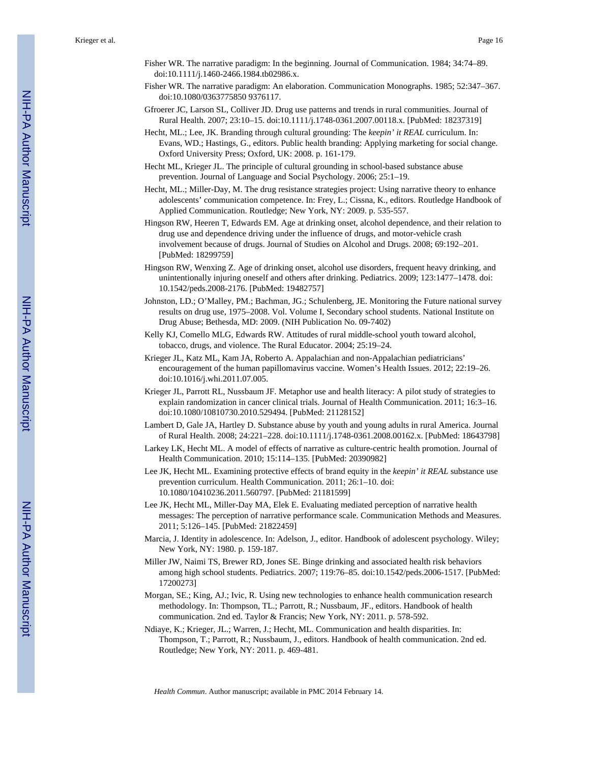Fisher WR. The narrative paradigm: In the beginning. Journal of Communication. 1984; 34:74–89. doi:10.1111/j.1460-2466.1984.tb02986.x.

Fisher WR. The narrative paradigm: An elaboration. Communication Monographs. 1985; 52:347–367. doi:10.1080/0363775850 9376117.

Gfroerer JC, Larson SL, Colliver JD. Drug use patterns and trends in rural communities. Journal of Rural Health. 2007; 23:10–15. doi:10.1111/j.1748-0361.2007.00118.x. [PubMed: 18237319]

Hecht, ML.; Lee, JK. Branding through cultural grounding: The *keepin' it REAL* curriculum. In: Evans, WD.; Hastings, G., editors. Public health branding: Applying marketing for social change. Oxford University Press; Oxford, UK: 2008. p. 161-179.

Hecht ML, Krieger JL. The principle of cultural grounding in school-based substance abuse prevention. Journal of Language and Social Psychology. 2006; 25:1–19.

Hecht, ML.; Miller-Day, M. The drug resistance strategies project: Using narrative theory to enhance adolescents' communication competence. In: Frey, L.; Cissna, K., editors. Routledge Handbook of Applied Communication. Routledge; New York, NY: 2009. p. 535-557.

Hingson RW, Heeren T, Edwards EM. Age at drinking onset, alcohol dependence, and their relation to drug use and dependence driving under the influence of drugs, and motor-vehicle crash involvement because of drugs. Journal of Studies on Alcohol and Drugs. 2008; 69:192–201. [PubMed: 18299759]

Hingson RW, Wenxing Z. Age of drinking onset, alcohol use disorders, frequent heavy drinking, and unintentionally injuring oneself and others after drinking. Pediatrics. 2009; 123:1477–1478. doi: 10.1542/peds.2008-2176. [PubMed: 19482757]

Johnston, LD.; O'Malley, PM.; Bachman, JG.; Schulenberg, JE. Monitoring the Future national survey results on drug use, 1975–2008. Vol. Volume I, Secondary school students. National Institute on Drug Abuse; Bethesda, MD: 2009. (NIH Publication No. 09-7402)

Kelly KJ, Comello MLG, Edwards RW. Attitudes of rural middle-school youth toward alcohol, tobacco, drugs, and violence. The Rural Educator. 2004; 25:19–24.

Krieger JL, Katz ML, Kam JA, Roberto A. Appalachian and non-Appalachian pediatricians' encouragement of the human papillomavirus vaccine. Women's Health Issues. 2012; 22:19–26. doi:10.1016/j.whi.2011.07.005.

Krieger JL, Parrott RL, Nussbaum JF. Metaphor use and health literacy: A pilot study of strategies to explain randomization in cancer clinical trials. Journal of Health Communication. 2011; 16:3–16. doi:10.1080/10810730.2010.529494. [PubMed: 21128152]

Lambert D, Gale JA, Hartley D. Substance abuse by youth and young adults in rural America. Journal of Rural Health. 2008; 24:221–228. doi:10.1111/j.1748-0361.2008.00162.x. [PubMed: 18643798]

Larkey LK, Hecht ML. A model of effects of narrative as culture-centric health promotion. Journal of Health Communication. 2010; 15:114–135. [PubMed: 20390982]

Lee JK, Hecht ML. Examining protective effects of brand equity in the *keepin' it REAL* substance use prevention curriculum. Health Communication. 2011; 26:1–10. doi: 10.1080/10410236.2011.560797. [PubMed: 21181599]

Lee JK, Hecht ML, Miller-Day MA, Elek E. Evaluating mediated perception of narrative health messages: The perception of narrative performance scale. Communication Methods and Measures. 2011; 5:126–145. [PubMed: 21822459]

Marcia, J. Identity in adolescence. In: Adelson, J., editor. Handbook of adolescent psychology. Wiley; New York, NY: 1980. p. 159-187.

Miller JW, Naimi TS, Brewer RD, Jones SE. Binge drinking and associated health risk behaviors among high school students. Pediatrics. 2007; 119:76–85. doi:10.1542/peds.2006-1517. [PubMed: 17200273]

Morgan, SE.; King, AJ.; Ivic, R. Using new technologies to enhance health communication research methodology. In: Thompson, TL.; Parrott, R.; Nussbaum, JF., editors. Handbook of health communication. 2nd ed. Taylor & Francis; New York, NY: 2011. p. 578-592.

Ndiaye, K.; Krieger, JL.; Warren, J.; Hecht, ML. Communication and health disparities. In: Thompson, T.; Parrott, R.; Nussbaum, J., editors. Handbook of health communication. 2nd ed. Routledge; New York, NY: 2011. p. 469-481.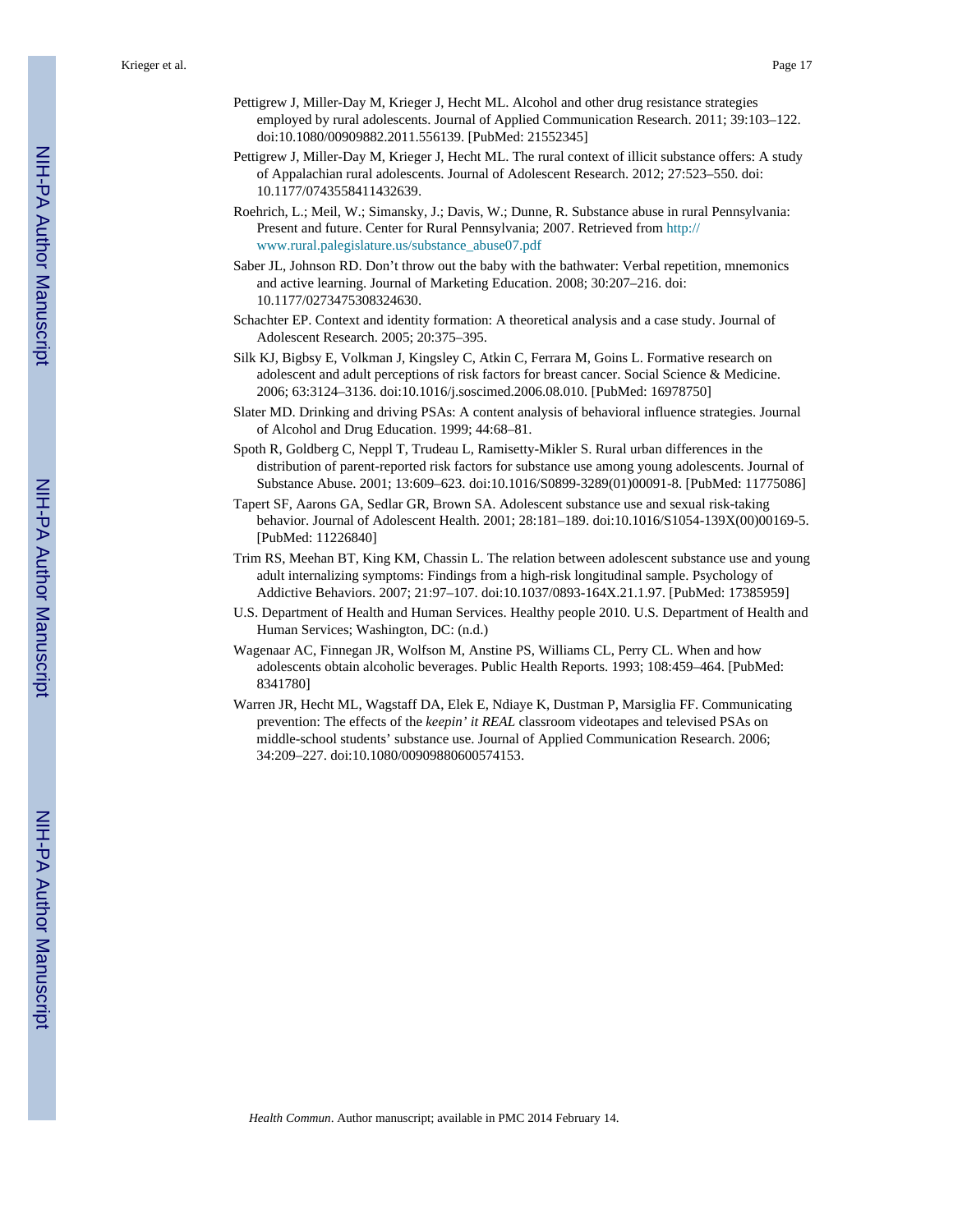Pettigrew J, Miller-Day M, Krieger J, Hecht ML. Alcohol and other drug resistance strategies employed by rural adolescents. Journal of Applied Communication Research. 2011; 39:103–122. doi:10.1080/00909882.2011.556139. [PubMed: 21552345]

Pettigrew J, Miller-Day M, Krieger J, Hecht ML. The rural context of illicit substance offers: A study of Appalachian rural adolescents. Journal of Adolescent Research. 2012; 27:523–550. doi: 10.1177/0743558411432639.

Roehrich, L.; Meil, W.; Simansky, J.; Davis, W.; Dunne, R. Substance abuse in rural Pennsylvania: Present and future. Center for Rural Pennsylvania; 2007. Retrieved from http://www.rural.palegislature.us/substance_abuse07.pdf

Saber JL, Johnson RD. Don't throw out the baby with the bathwater: Verbal repetition, mnemonics and active learning. Journal of Marketing Education. 2008; 30:207–216. doi: 10.1177/0273475308324630.

Schachter EP. Context and identity formation: A theoretical analysis and a case study. Journal of Adolescent Research. 2005; 20:375–395.

Silk KJ, Bigbsy E, Volkman J, Kingsley C, Atkin C, Ferrara M, Goins L. Formative research on adolescent and adult perceptions of risk factors for breast cancer. Social Science & Medicine. 2006; 63:3124–3136. doi:10.1016/j.soscimed.2006.08.010. [PubMed: 16978750]

Slater MD. Drinking and driving PSAs: A content analysis of behavioral influence strategies. Journal of Alcohol and Drug Education. 1999; 44:68–81.

Spoth R, Goldberg C, Neppl T, Trudeau L, Ramisetty-Mikler S. Rural urban differences in the distribution of parent-reported risk factors for substance use among young adolescents. Journal of Substance Abuse. 2001; 13:609–623. doi:10.1016/S0899-3289(01)00091-8. [PubMed: 11775086]

Tapert SF, Aarons GA, Sedlar GR, Brown SA. Adolescent substance use and sexual risk-taking behavior. Journal of Adolescent Health. 2001; 28:181–189. doi:10.1016/S1054-139X(00)00169-5. [PubMed: 11226840]

Trim RS, Meehan BT, King KM, Chassin L. The relation between adolescent substance use and young adult internalizing symptoms: Findings from a high-risk longitudinal sample. Psychology of Addictive Behaviors. 2007; 21:97–107. doi:10.1037/0893-164X.21.1.97. [PubMed: 17385959]

U.S. Department of Health and Human Services. Healthy people 2010. U.S. Department of Health and Human Services; Washington, DC: (n.d.)

Wagenaar AC, Finnegan JR, Wolfson M, Anstine PS, Williams CL, Perry CL. When and how adolescents obtain alcoholic beverages. Public Health Reports. 1993; 108:459–464. [PubMed: 8341780]

Warren JR, Hecht ML, Wagstaff DA, Elek E, Ndiaye K, Dustman P, Marsiglia FF. Communicating prevention: The effects of the *keepin' it REAL* classroom videotapes and televised PSAs on middle-school students' substance use. Journal of Applied Communication Research. 2006; 34:209–227. doi:10.1080/00909880600574153.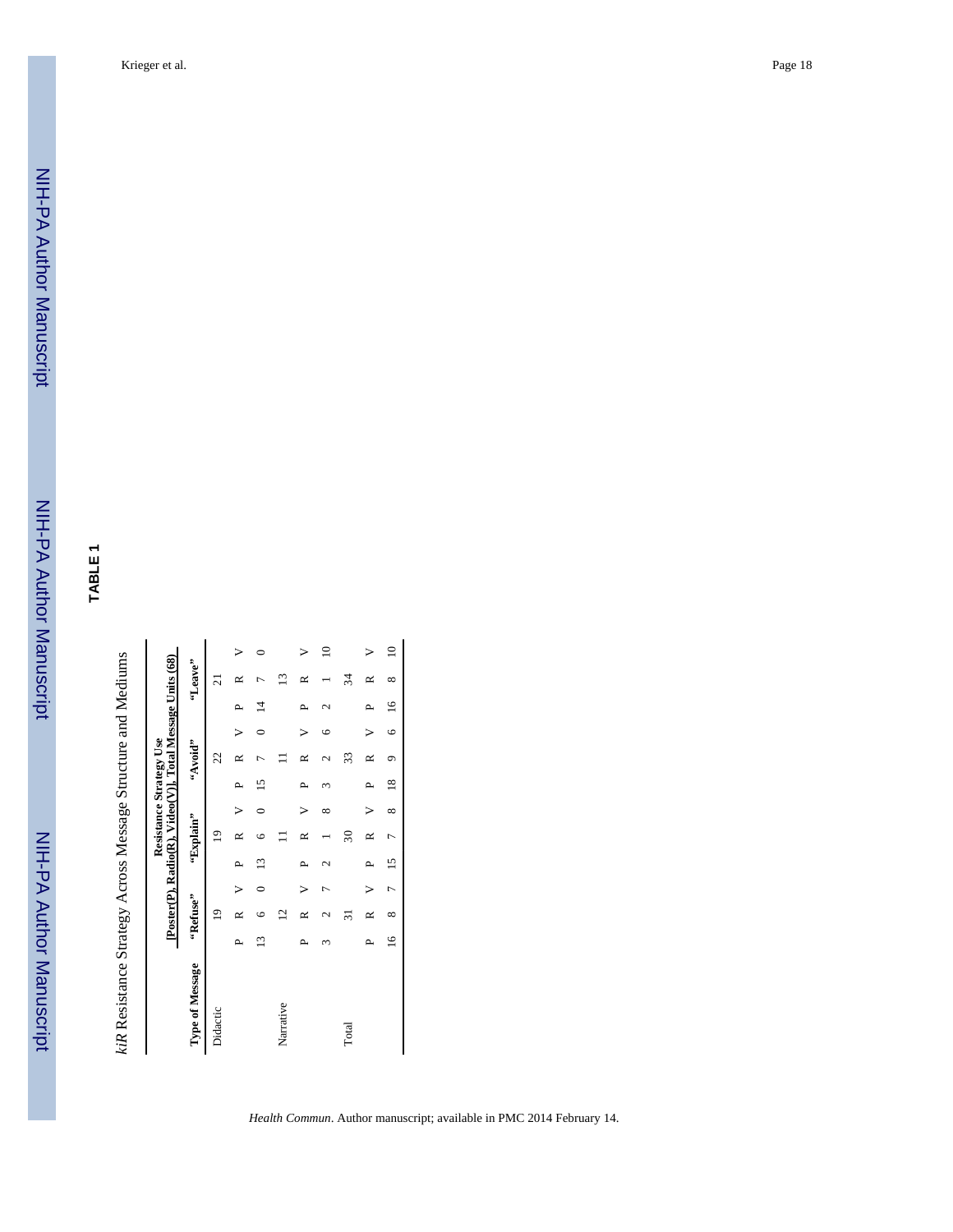# TABLE 1

*kiR* Resistance Strategy Across Message Structure and Mediums

| Type of Message | Resistance Strategy Use [Poster(P), Radio(R), Video(V)], Total Message Units (68) | | | | | | | | | | | |
|---|---|---|---|---|---|---|---|---|---|---|---|---|
| | "Refuse" | | | "Explain" | | | "Avoid" | | | "Leave" | | |
| Didactic | 19 | | | 19 | | | 22 | | | 21 | | |
| | P | R | V | P | R | V | P | R | V | P | R | V |
| | 13 | 6 | 0 | 13 | 6 | 0 | 15 | 7 | 0 | 14 | 7 | 0 |
| Narrative | 12 | | | 11 | | | 11 | | | 13 | | |
| | P | R | V | P | R | V | P | R | V | P | R | V |
| | 3 | 2 | 7 | 2 | 1 | 8 | 3 | 2 | 6 | 2 | 1 | 10 |
| Total | 31 | | | 30 | | | 33 | | | 34 | | |
| | P | R | V | P | R | V | P | R | V | P | R | V |
| | 16 | 8 | 7 | 15 | 7 | 8 | 18 | 9 | 6 | 16 | 8 | 10 |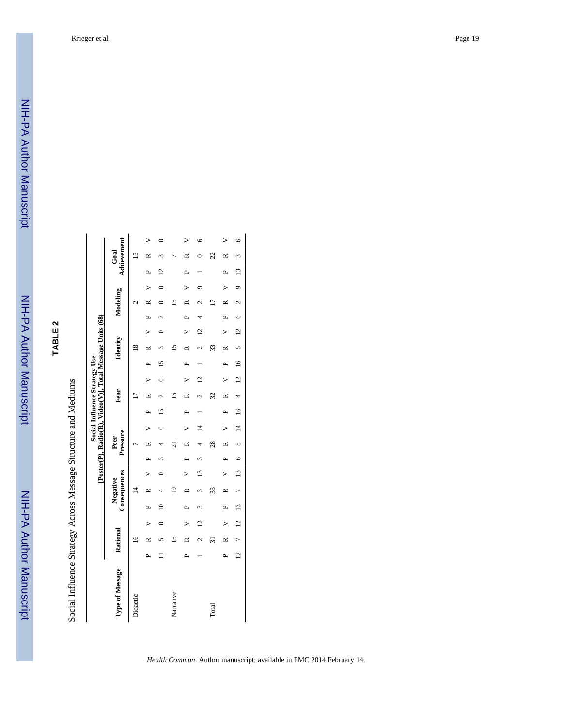# TABLE 2

Social Influence Strategy Across Message Structure and Mediums

| Type of Message | Social Influence Strategy Use [Poster(P), Radio(R), Video(V)], Total Message Units (68) | | | | | | | | | | | | | | | | | | | | |
|---|---|---|---|---|---|---|---|---|---|---|---|---|---|---|---|---|---|---|---|---|---|
| | Rational | | | Negative Consequences | | | Peer Pressure | | | Fear | | | Identity | | | Modeling | | | Goal Achievement | | |
| Didactic | 16 | | | 14 | | | 7 | | | 17 | | | 18 | | | 2 | | | 15 | | |
| | P | R | V | P | R | V | P | R | V | P | R | V | P | R | V | P | R | V | P | R | V |
| | 11 | 5 | 0 | 10 | 4 | 0 | 3 | 4 | 0 | 15 | 2 | 0 | 15 | 3 | 0 | 2 | 0 | 0 | 12 | 3 | 0 |
| Narrative | 15 | | | 19 | | | 21 | | | 15 | | | 15 | | | 15 | | | 7 | | |
| | P | R | V | P | R | V | P | R | V | P | R | V | P | R | V | P | R | V | P | R | V |
| | 1 | 2 | 12 | 3 | 3 | 13 | 3 | 4 | 14 | 1 | 2 | 12 | 1 | 2 | 12 | 4 | 2 | 9 | 1 | 0 | 6 |
| Total | 31 | | | 33 | | | 28 | | | 32 | | | 33 | | | 17 | | | 22 | | |
| | P | R | V | P | R | V | P | R | V | P | R | V | P | R | V | P | R | V | P | R | V |
| | 12 | 7 | 12 | 13 | 7 | 13 | 6 | 8 | 14 | 16 | 4 | 12 | 16 | 5 | 12 | 6 | 2 | 9 | 13 | 3 | 6 |